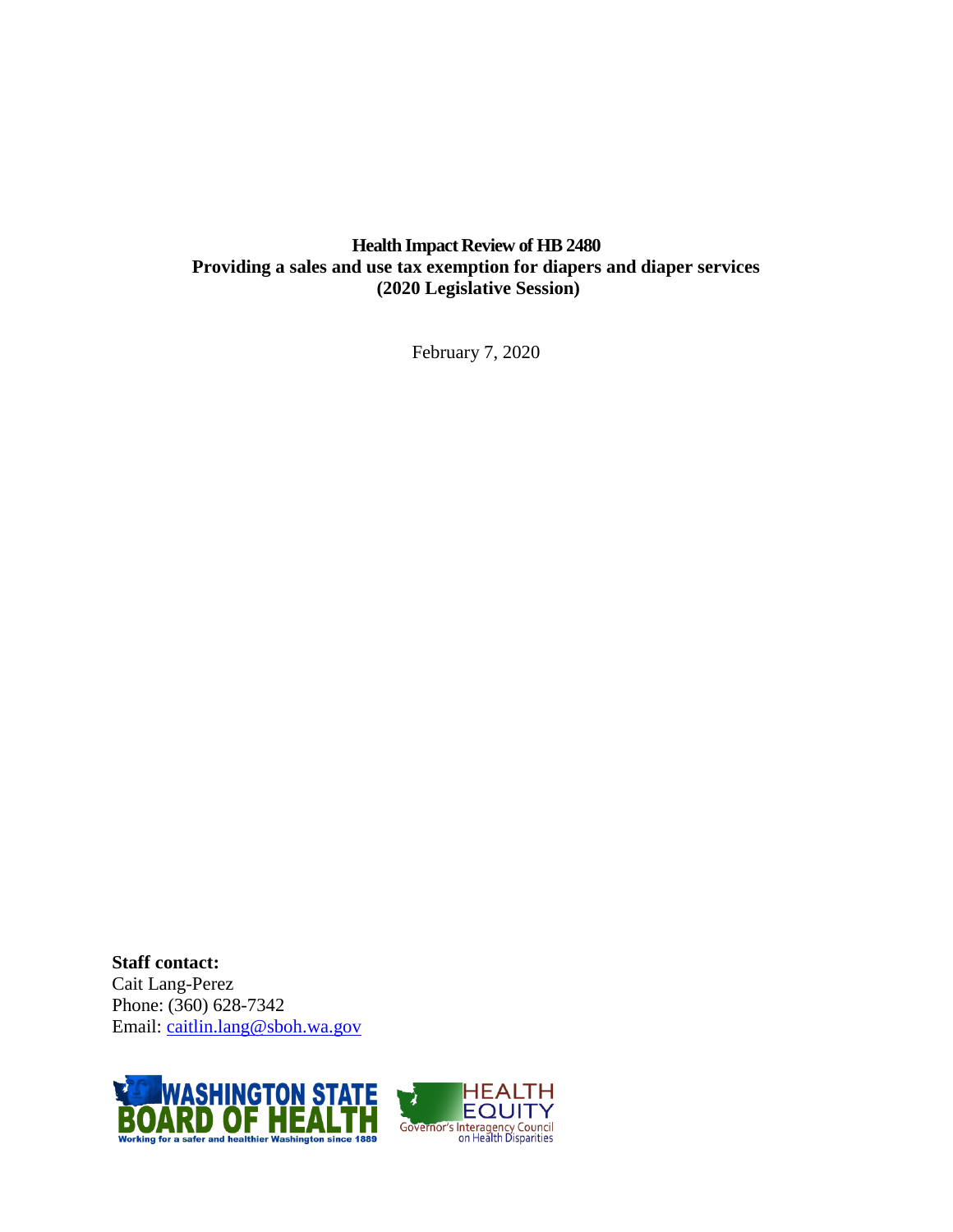**Health Impact Review of HB 2480**
**Providing a sales and use tax exemption for diapers and diaper services**
**(2020 Legislative Session)**

February 7, 2020

**Staff contact:**
Cait Lang-Perez
Phone: (360) 628-7342
Email: caitlin.lang@sboh.wa.gov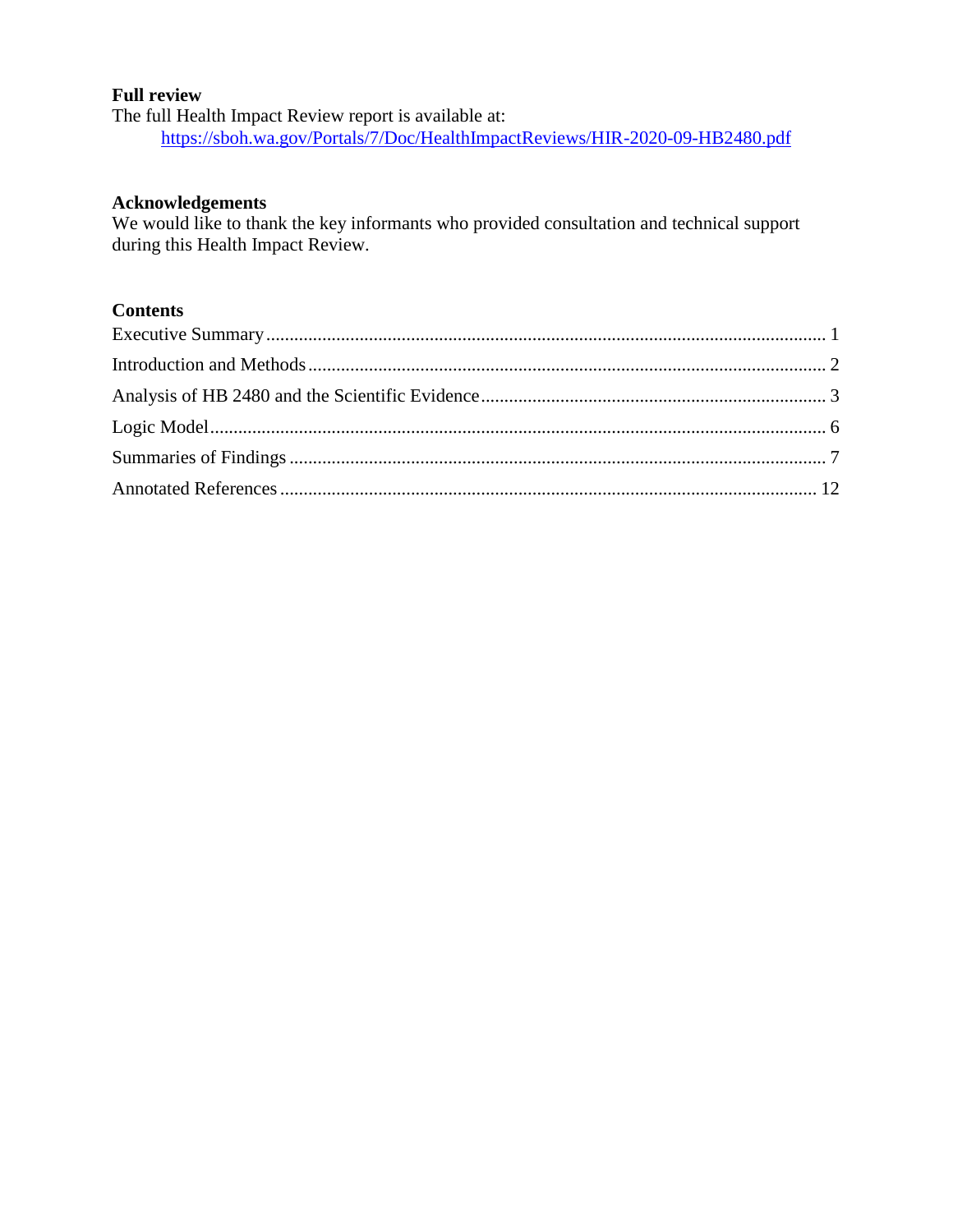**Full review**

The full Health Impact Review report is available at:

[https://sboh.wa.gov/Portals/7/Doc/HealthImpactReviews/HIR-2020-09-HB2480.pdf](https://sboh.wa.gov/Portals/7/Doc/HealthImpactReviews/HIR-2020-09-HB2480.pdf)

**Acknowledgements**

We would like to thank the key informants who provided consultation and technical support during this Health Impact Review.

**Contents**

Executive Summary ........................................................ 1

Introduction and Methods ................................................. 2

Analysis of HB 2480 and the Scientific Evidence ......................... 3

Logic Model ............................................................... 6

Summaries of Findings ..................................................... 7

Annotated References ...................................................... 12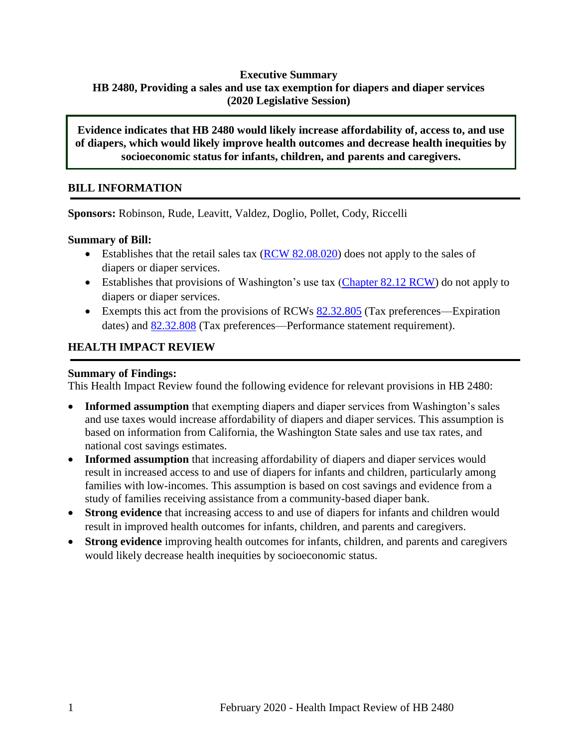**Executive Summary**
**HB 2480, Providing a sales and use tax exemption for diapers and diaper services**
**(2020 Legislative Session)**

**Evidence indicates that HB 2480 would likely increase affordability of, access to, and use of diapers, which would likely improve health outcomes and decrease health inequities by socioeconomic status for infants, children, and parents and caregivers.**

## BILL INFORMATION

**Sponsors:** Robinson, Rude, Leavitt, Valdez, Doglio, Pollet, Cody, Riccelli

**Summary of Bill:**

- Establishes that the retail sales tax (RCW 82.08.020) does not apply to the sales of diapers or diaper services.
- Establishes that provisions of Washington's use tax (Chapter 82.12 RCW) do not apply to diapers or diaper services.
- Exempts this act from the provisions of RCWs 82.32.805 (Tax preferences—Expiration dates) and 82.32.808 (Tax preferences—Performance statement requirement).

## HEALTH IMPACT REVIEW

**Summary of Findings:**
This Health Impact Review found the following evidence for relevant provisions in HB 2480:

- **Informed assumption** that exempting diapers and diaper services from Washington's sales and use taxes would increase affordability of diapers and diaper services. This assumption is based on information from California, the Washington State sales and use tax rates, and national cost savings estimates.
- **Informed assumption** that increasing affordability of diapers and diaper services would result in increased access to and use of diapers for infants and children, particularly among families with low-incomes. This assumption is based on cost savings and evidence from a study of families receiving assistance from a community-based diaper bank.
- **Strong evidence** that increasing access to and use of diapers for infants and children would result in improved health outcomes for infants, children, and parents and caregivers.
- **Strong evidence** improving health outcomes for infants, children, and parents and caregivers would likely decrease health inequities by socioeconomic status.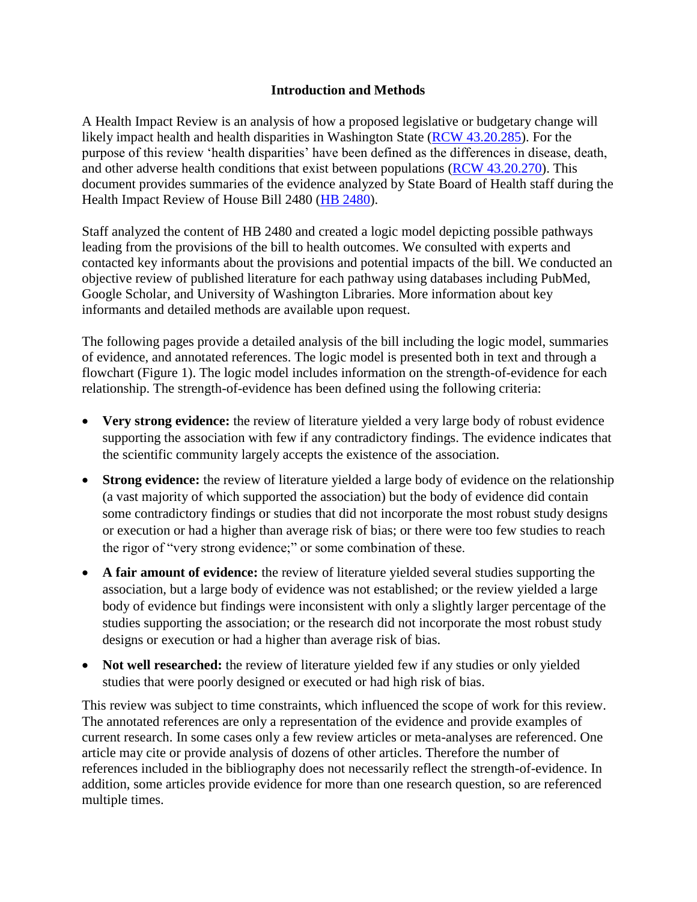## Introduction and Methods

A Health Impact Review is an analysis of how a proposed legislative or budgetary change will likely impact health and health disparities in Washington State (RCW 43.20.285). For the purpose of this review 'health disparities' have been defined as the differences in disease, death, and other adverse health conditions that exist between populations (RCW 43.20.270). This document provides summaries of the evidence analyzed by State Board of Health staff during the Health Impact Review of House Bill 2480 (HB 2480).

Staff analyzed the content of HB 2480 and created a logic model depicting possible pathways leading from the provisions of the bill to health outcomes. We consulted with experts and contacted key informants about the provisions and potential impacts of the bill. We conducted an objective review of published literature for each pathway using databases including PubMed, Google Scholar, and University of Washington Libraries. More information about key informants and detailed methods are available upon request.

The following pages provide a detailed analysis of the bill including the logic model, summaries of evidence, and annotated references. The logic model is presented both in text and through a flowchart (Figure 1). The logic model includes information on the strength-of-evidence for each relationship. The strength-of-evidence has been defined using the following criteria:

- **Very strong evidence:** the review of literature yielded a very large body of robust evidence supporting the association with few if any contradictory findings. The evidence indicates that the scientific community largely accepts the existence of the association.
- **Strong evidence:** the review of literature yielded a large body of evidence on the relationship (a vast majority of which supported the association) but the body of evidence did contain some contradictory findings or studies that did not incorporate the most robust study designs or execution or had a higher than average risk of bias; or there were too few studies to reach the rigor of "very strong evidence;" or some combination of these.
- **A fair amount of evidence:** the review of literature yielded several studies supporting the association, but a large body of evidence was not established; or the review yielded a large body of evidence but findings were inconsistent with only a slightly larger percentage of the studies supporting the association; or the research did not incorporate the most robust study designs or execution or had a higher than average risk of bias.
- **Not well researched:** the review of literature yielded few if any studies or only yielded studies that were poorly designed or executed or had high risk of bias.

This review was subject to time constraints, which influenced the scope of work for this review. The annotated references are only a representation of the evidence and provide examples of current research. In some cases only a few review articles or meta-analyses are referenced. One article may cite or provide analysis of dozens of other articles. Therefore the number of references included in the bibliography does not necessarily reflect the strength-of-evidence. In addition, some articles provide evidence for more than one research question, so are referenced multiple times.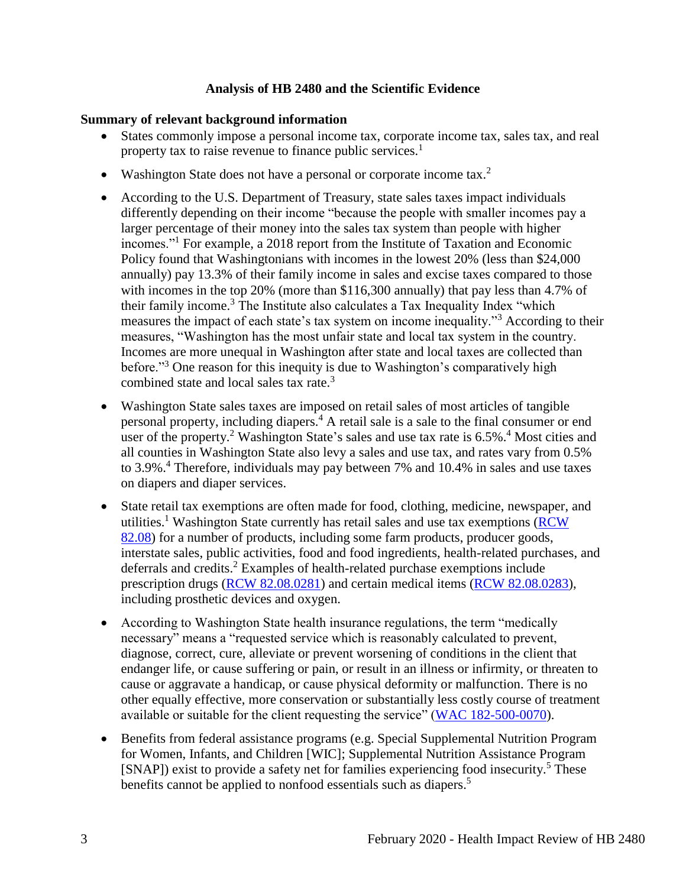## Analysis of HB 2480 and the Scientific Evidence

### Summary of relevant background information

- States commonly impose a personal income tax, corporate income tax, sales tax, and real property tax to raise revenue to finance public services.[1]
- Washington State does not have a personal or corporate income tax.[2]
- According to the U.S. Department of Treasury, state sales taxes impact individuals differently depending on their income "because the people with smaller incomes pay a larger percentage of their money into the sales tax system than people with higher incomes."[1] For example, a 2018 report from the Institute of Taxation and Economic Policy found that Washingtonians with incomes in the lowest 20% (less than $24,000 annually) pay 13.3% of their family income in sales and excise taxes compared to those with incomes in the top 20% (more than $116,300 annually) that pay less than 4.7% of their family income.[3] The Institute also calculates a Tax Inequality Index "which measures the impact of each state's tax system on income inequality."[3] According to their measures, "Washington has the most unfair state and local tax system in the country. Incomes are more unequal in Washington after state and local taxes are collected than before."[3] One reason for this inequity is due to Washington's comparatively high combined state and local sales tax rate.[3]
- Washington State sales taxes are imposed on retail sales of most articles of tangible personal property, including diapers.[4] A retail sale is a sale to the final consumer or end user of the property.[2] Washington State's sales and use tax rate is 6.5%.[4] Most cities and all counties in Washington State also levy a sales and use tax, and rates vary from 0.5% to 3.9%.[4] Therefore, individuals may pay between 7% and 10.4% in sales and use taxes on diapers and diaper services.
- State retail tax exemptions are often made for food, clothing, medicine, newspaper, and utilities.[1] Washington State currently has retail sales and use tax exemptions (RCW 82.08) for a number of products, including some farm products, producer goods, interstate sales, public activities, food and food ingredients, health-related purchases, and deferrals and credits.[2] Examples of health-related purchase exemptions include prescription drugs (RCW 82.08.0281) and certain medical items (RCW 82.08.0283), including prosthetic devices and oxygen.
- According to Washington State health insurance regulations, the term "medically necessary" means a "requested service which is reasonably calculated to prevent, diagnose, correct, cure, alleviate or prevent worsening of conditions in the client that endanger life, or cause suffering or pain, or result in an illness or infirmity, or threaten to cause or aggravate a handicap, or cause physical deformity or malfunction. There is no other equally effective, more conservation or substantially less costly course of treatment available or suitable for the client requesting the service" (WAC 182-500-0070).
- Benefits from federal assistance programs (e.g. Special Supplemental Nutrition Program for Women, Infants, and Children [WIC]; Supplemental Nutrition Assistance Program [SNAP]) exist to provide a safety net for families experiencing food insecurity.[5] These benefits cannot be applied to nonfood essentials such as diapers.[5]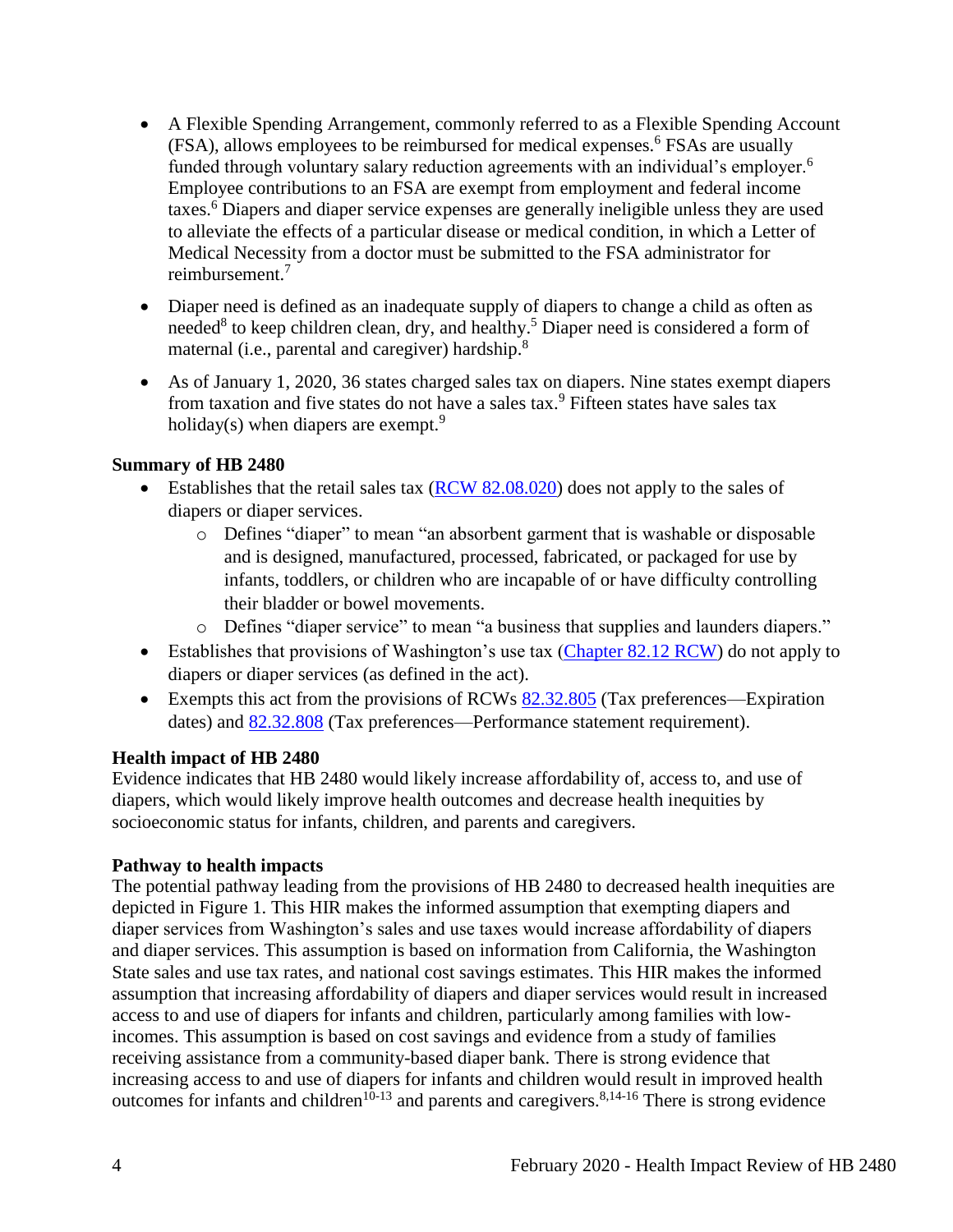- A Flexible Spending Arrangement, commonly referred to as a Flexible Spending Account (FSA), allows employees to be reimbursed for medical expenses.[6] FSAs are usually funded through voluntary salary reduction agreements with an individual's employer.[6] Employee contributions to an FSA are exempt from employment and federal income taxes.[6] Diapers and diaper service expenses are generally ineligible unless they are used to alleviate the effects of a particular disease or medical condition, in which a Letter of Medical Necessity from a doctor must be submitted to the FSA administrator for reimbursement.[7]
- Diaper need is defined as an inadequate supply of diapers to change a child as often as needed[8] to keep children clean, dry, and healthy.[5] Diaper need is considered a form of maternal (i.e., parental and caregiver) hardship.[8]
- As of January 1, 2020, 36 states charged sales tax on diapers. Nine states exempt diapers from taxation and five states do not have a sales tax.[9] Fifteen states have sales tax holiday(s) when diapers are exempt.[9]

**Summary of HB 2480**

- Establishes that the retail sales tax (RCW 82.08.020) does not apply to the sales of diapers or diaper services.
  - Defines "diaper" to mean "an absorbent garment that is washable or disposable and is designed, manufactured, processed, fabricated, or packaged for use by infants, toddlers, or children who are incapable of or have difficulty controlling their bladder or bowel movements.
  - Defines "diaper service" to mean "a business that supplies and launders diapers."
- Establishes that provisions of Washington's use tax (Chapter 82.12 RCW) do not apply to diapers or diaper services (as defined in the act).
- Exempts this act from the provisions of RCWs 82.32.805 (Tax preferences—Expiration dates) and 82.32.808 (Tax preferences—Performance statement requirement).

**Health impact of HB 2480**

Evidence indicates that HB 2480 would likely increase affordability of, access to, and use of diapers, which would likely improve health outcomes and decrease health inequities by socioeconomic status for infants, children, and parents and caregivers.

**Pathway to health impacts**

The potential pathway leading from the provisions of HB 2480 to decreased health inequities are depicted in Figure 1. This HIR makes the informed assumption that exempting diapers and diaper services from Washington's sales and use taxes would increase affordability of diapers and diaper services. This assumption is based on information from California, the Washington State sales and use tax rates, and national cost savings estimates. This HIR makes the informed assumption that increasing affordability of diapers and diaper services would result in increased access to and use of diapers for infants and children, particularly among families with low-incomes. This assumption is based on cost savings and evidence from a study of families receiving assistance from a community-based diaper bank. There is strong evidence that increasing access to and use of diapers for infants and children would result in improved health outcomes for infants and children[10-13] and parents and caregivers.[8,14-16] There is strong evidence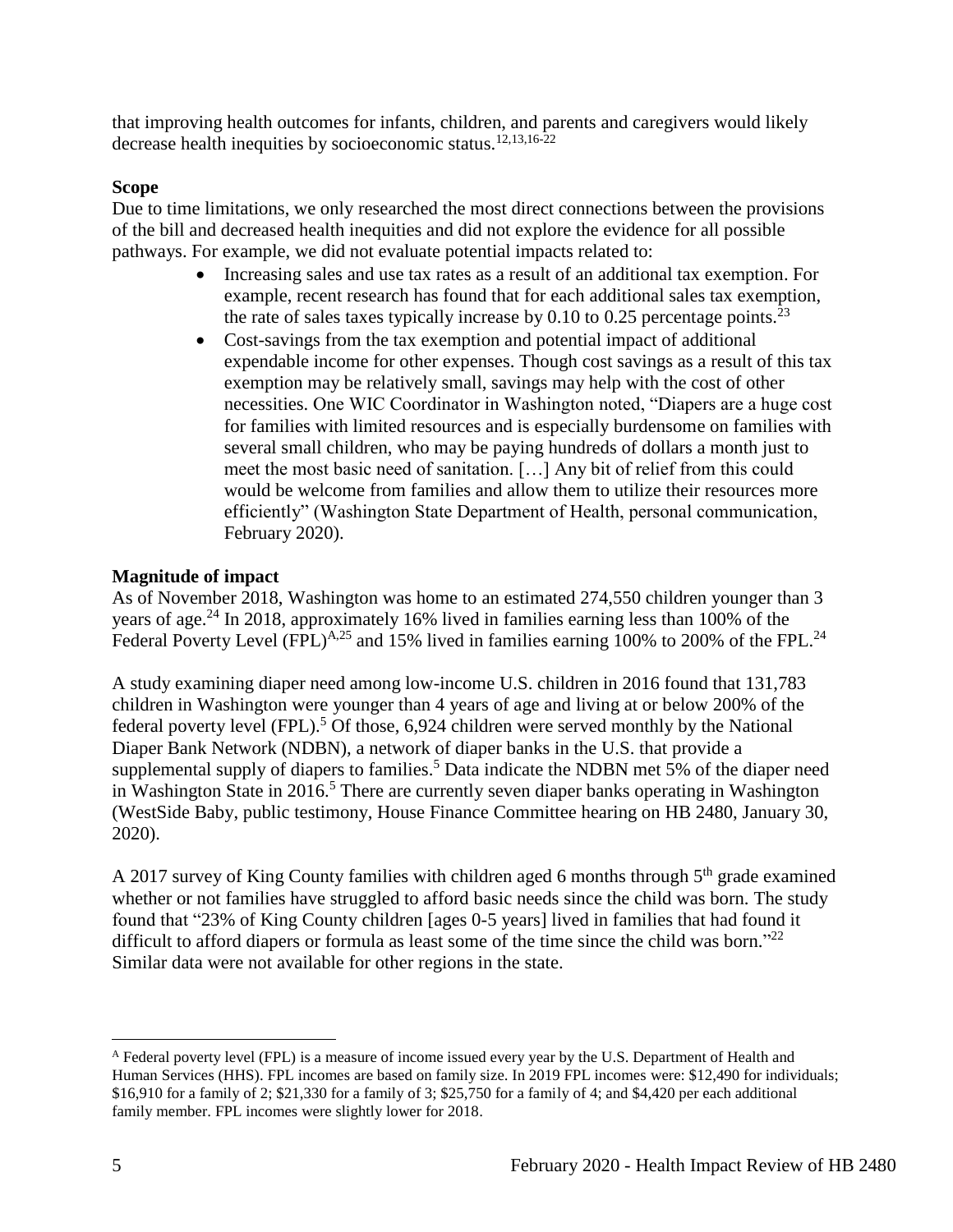that improving health outcomes for infants, children, and parents and caregivers would likely decrease health inequities by socioeconomic status.[12,13,16-22]

**Scope**

Due to time limitations, we only researched the most direct connections between the provisions of the bill and decreased health inequities and did not explore the evidence for all possible pathways. For example, we did not evaluate potential impacts related to:

- Increasing sales and use tax rates as a result of an additional tax exemption. For example, recent research has found that for each additional sales tax exemption, the rate of sales taxes typically increase by 0.10 to 0.25 percentage points.[23]
- Cost-savings from the tax exemption and potential impact of additional expendable income for other expenses. Though cost savings as a result of this tax exemption may be relatively small, savings may help with the cost of other necessities. One WIC Coordinator in Washington noted, "Diapers are a huge cost for families with limited resources and is especially burdensome on families with several small children, who may be paying hundreds of dollars a month just to meet the most basic need of sanitation. […] Any bit of relief from this could would be welcome from families and allow them to utilize their resources more efficiently" (Washington State Department of Health, personal communication, February 2020).

**Magnitude of impact**

As of November 2018, Washington was home to an estimated 274,550 children younger than 3 years of age.[24] In 2018, approximately 16% lived in families earning less than 100% of the Federal Poverty Level (FPL)[A,25] and 15% lived in families earning 100% to 200% of the FPL.[24]

A study examining diaper need among low-income U.S. children in 2016 found that 131,783 children in Washington were younger than 4 years of age and living at or below 200% of the federal poverty level (FPL).[5] Of those, 6,924 children were served monthly by the National Diaper Bank Network (NDBN), a network of diaper banks in the U.S. that provide a supplemental supply of diapers to families.[5] Data indicate the NDBN met 5% of the diaper need in Washington State in 2016.[5] There are currently seven diaper banks operating in Washington (WestSide Baby, public testimony, House Finance Committee hearing on HB 2480, January 30, 2020).

A 2017 survey of King County families with children aged 6 months through 5th grade examined whether or not families have struggled to afford basic needs since the child was born. The study found that "23% of King County children [ages 0-5 years] lived in families that had found it difficult to afford diapers or formula as least some of the time since the child was born."[22] Similar data were not available for other regions in the state.

---

[A] Federal poverty level (FPL) is a measure of income issued every year by the U.S. Department of Health and Human Services (HHS). FPL incomes are based on family size. In 2019 FPL incomes were: $12,490 for individuals; $16,910 for a family of 2; $21,330 for a family of 3; $25,750 for a family of 4; and $4,420 per each additional family member. FPL incomes were slightly lower for 2018.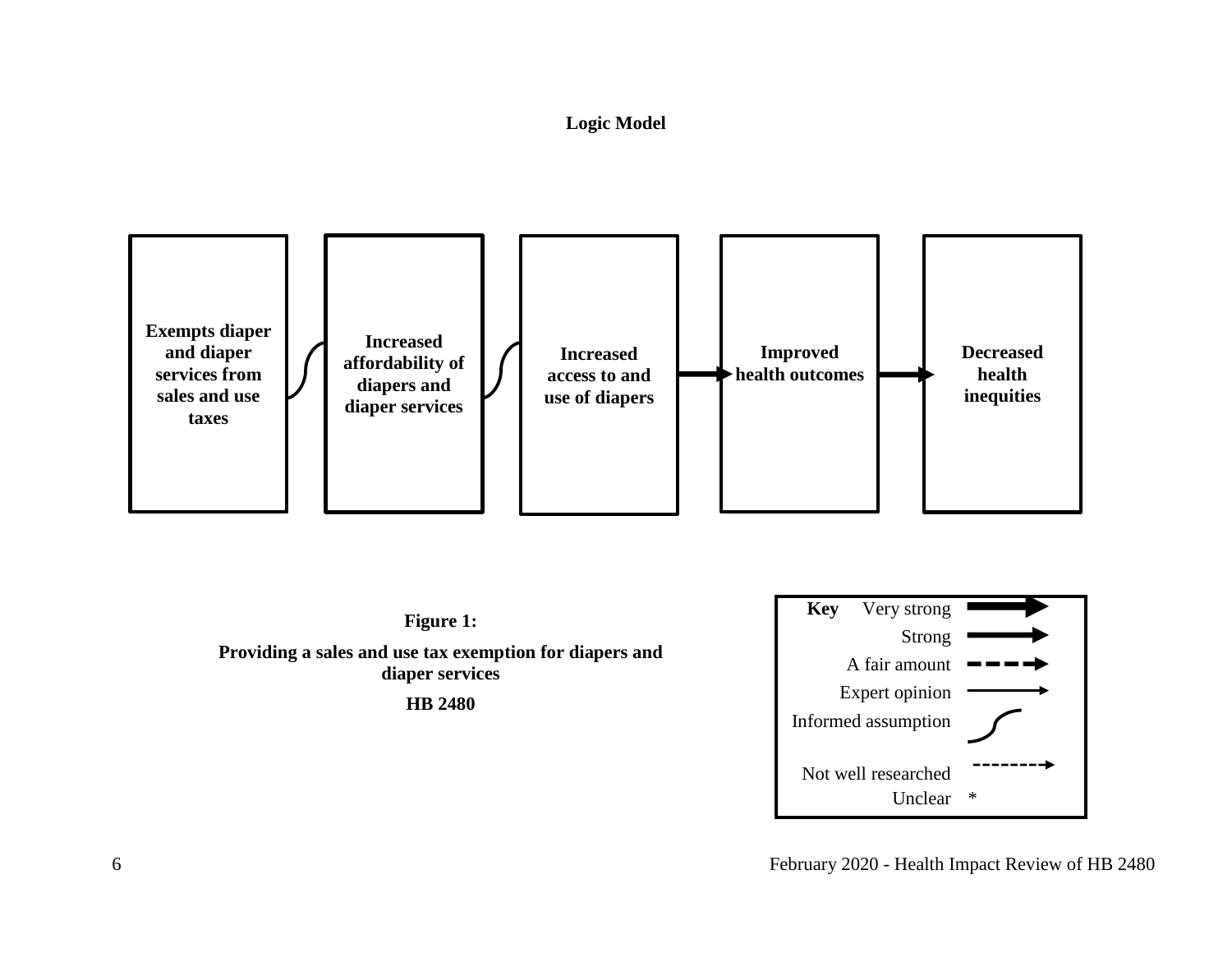**Logic Model**

Exempts diaper and diaper services from sales and use taxes → Increased affordability of diapers and diaper services → Increased access to and use of diapers → Improved health outcomes → Decreased health inequities

**Figure 1:**

**Providing a sales and use tax exemption for diapers and diaper services**

**HB 2480**

| **Key** | |
|---|---|
| Very strong | (very thick solid arrow) |
| Strong | (thick solid arrow) |
| A fair amount | (thick dashed arrow) |
| Expert opinion | (thin solid arrow) |
| Informed assumption | (curved line) |
| Not well researched | (thin dashed arrow) |
| Unclear | * |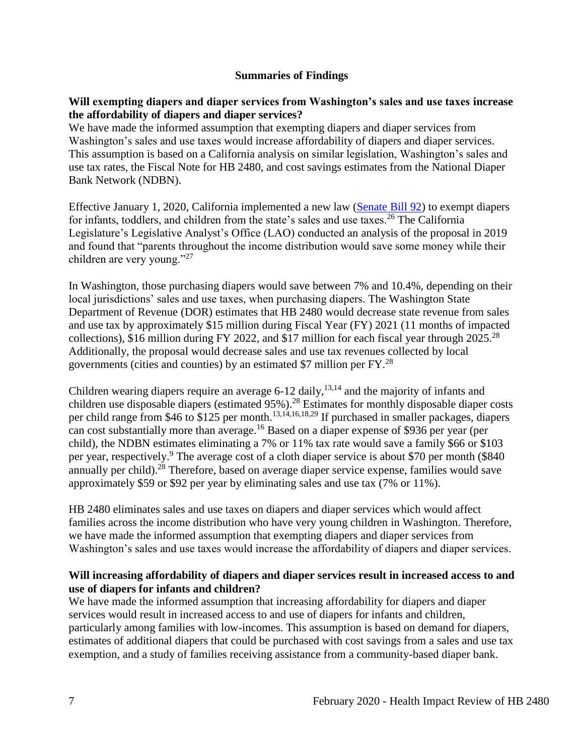## Summaries of Findings

**Will exempting diapers and diaper services from Washington's sales and use taxes increase the affordability of diapers and diaper services?**

We have made the informed assumption that exempting diapers and diaper services from Washington's sales and use taxes would increase affordability of diapers and diaper services. This assumption is based on a California analysis on similar legislation, Washington's sales and use tax rates, the Fiscal Note for HB 2480, and cost savings estimates from the National Diaper Bank Network (NDBN).

Effective January 1, 2020, California implemented a new law (Senate Bill 92) to exempt diapers for infants, toddlers, and children from the state's sales and use taxes.[26] The California Legislature's Legislative Analyst's Office (LAO) conducted an analysis of the proposal in 2019 and found that "parents throughout the income distribution would save some money while their children are very young."[27]

In Washington, those purchasing diapers would save between 7% and 10.4%, depending on their local jurisdictions' sales and use taxes, when purchasing diapers. The Washington State Department of Revenue (DOR) estimates that HB 2480 would decrease state revenue from sales and use tax by approximately $15 million during Fiscal Year (FY) 2021 (11 months of impacted collections), $16 million during FY 2022, and $17 million for each fiscal year through 2025.[28] Additionally, the proposal would decrease sales and use tax revenues collected by local governments (cities and counties) by an estimated $7 million per FY.[28]

Children wearing diapers require an average 6-12 daily,[13,14] and the majority of infants and children use disposable diapers (estimated 95%).[28] Estimates for monthly disposable diaper costs per child range from $46 to $125 per month.[13,14,16,18,29] If purchased in smaller packages, diapers can cost substantially more than average.[16] Based on a diaper expense of $936 per year (per child), the NDBN estimates eliminating a 7% or 11% tax rate would save a family $66 or $103 per year, respectively.[9] The average cost of a cloth diaper service is about $70 per month ($840 annually per child).[28] Therefore, based on average diaper service expense, families would save approximately $59 or $92 per year by eliminating sales and use tax (7% or 11%).

HB 2480 eliminates sales and use taxes on diapers and diaper services which would affect families across the income distribution who have very young children in Washington. Therefore, we have made the informed assumption that exempting diapers and diaper services from Washington's sales and use taxes would increase the affordability of diapers and diaper services.

**Will increasing affordability of diapers and diaper services result in increased access to and use of diapers for infants and children?**

We have made the informed assumption that increasing affordability for diapers and diaper services would result in increased access to and use of diapers for infants and children, particularly among families with low-incomes. This assumption is based on demand for diapers, estimates of additional diapers that could be purchased with cost savings from a sales and use tax exemption, and a study of families receiving assistance from a community-based diaper bank.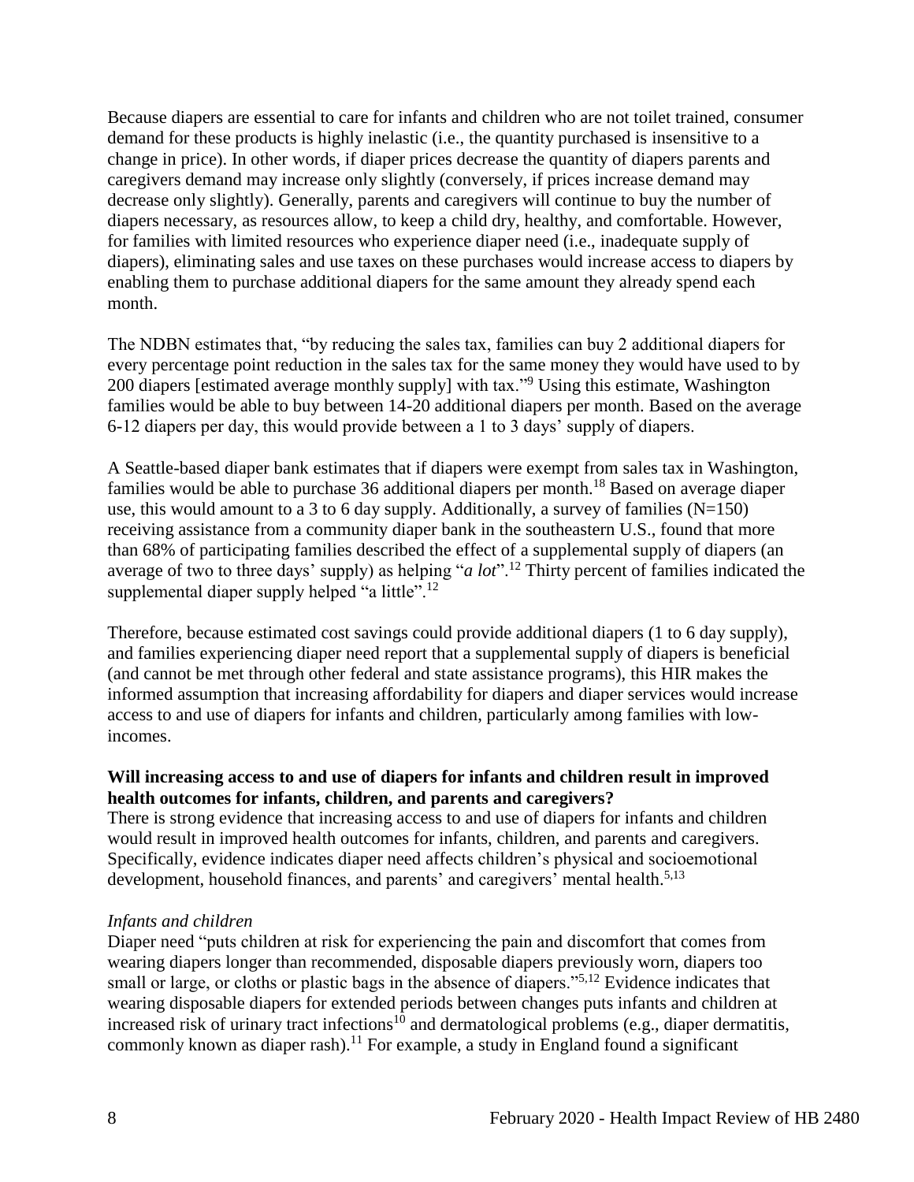Because diapers are essential to care for infants and children who are not toilet trained, consumer demand for these products is highly inelastic (i.e., the quantity purchased is insensitive to a change in price). In other words, if diaper prices decrease the quantity of diapers parents and caregivers demand may increase only slightly (conversely, if prices increase demand may decrease only slightly). Generally, parents and caregivers will continue to buy the number of diapers necessary, as resources allow, to keep a child dry, healthy, and comfortable. However, for families with limited resources who experience diaper need (i.e., inadequate supply of diapers), eliminating sales and use taxes on these purchases would increase access to diapers by enabling them to purchase additional diapers for the same amount they already spend each month.

The NDBN estimates that, "by reducing the sales tax, families can buy 2 additional diapers for every percentage point reduction in the sales tax for the same money they would have used to by 200 diapers [estimated average monthly supply] with tax."[9] Using this estimate, Washington families would be able to buy between 14-20 additional diapers per month. Based on the average 6-12 diapers per day, this would provide between a 1 to 3 days' supply of diapers.

A Seattle-based diaper bank estimates that if diapers were exempt from sales tax in Washington, families would be able to purchase 36 additional diapers per month.[18] Based on average diaper use, this would amount to a 3 to 6 day supply. Additionally, a survey of families (N=150) receiving assistance from a community diaper bank in the southeastern U.S., found that more than 68% of participating families described the effect of a supplemental supply of diapers (an average of two to three days' supply) as helping "*a lot*".[12] Thirty percent of families indicated the supplemental diaper supply helped "a little".[12]

Therefore, because estimated cost savings could provide additional diapers (1 to 6 day supply), and families experiencing diaper need report that a supplemental supply of diapers is beneficial (and cannot be met through other federal and state assistance programs), this HIR makes the informed assumption that increasing affordability for diapers and diaper services would increase access to and use of diapers for infants and children, particularly among families with low-incomes.

**Will increasing access to and use of diapers for infants and children result in improved health outcomes for infants, children, and parents and caregivers?**

There is strong evidence that increasing access to and use of diapers for infants and children would result in improved health outcomes for infants, children, and parents and caregivers. Specifically, evidence indicates diaper need affects children's physical and socioemotional development, household finances, and parents' and caregivers' mental health.[5,13]

*Infants and children*

Diaper need "puts children at risk for experiencing the pain and discomfort that comes from wearing diapers longer than recommended, disposable diapers previously worn, diapers too small or large, or cloths or plastic bags in the absence of diapers."[5,12] Evidence indicates that wearing disposable diapers for extended periods between changes puts infants and children at increased risk of urinary tract infections[10] and dermatological problems (e.g., diaper dermatitis, commonly known as diaper rash).[11] For example, a study in England found a significant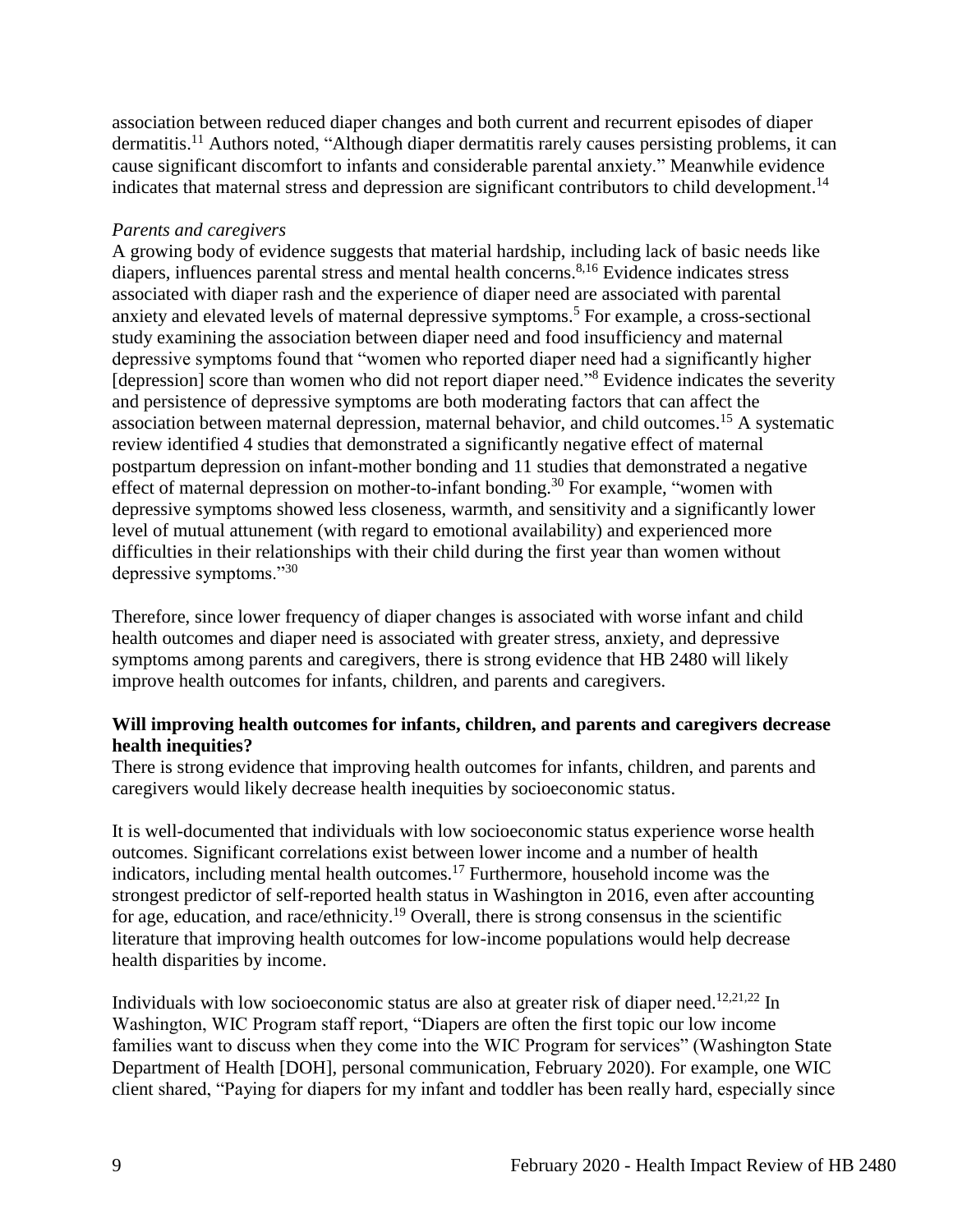association between reduced diaper changes and both current and recurrent episodes of diaper dermatitis.[11] Authors noted, "Although diaper dermatitis rarely causes persisting problems, it can cause significant discomfort to infants and considerable parental anxiety." Meanwhile evidence indicates that maternal stress and depression are significant contributors to child development.[14]

*Parents and caregivers*

A growing body of evidence suggests that material hardship, including lack of basic needs like diapers, influences parental stress and mental health concerns.[8,16] Evidence indicates stress associated with diaper rash and the experience of diaper need are associated with parental anxiety and elevated levels of maternal depressive symptoms.[5] For example, a cross-sectional study examining the association between diaper need and food insufficiency and maternal depressive symptoms found that "women who reported diaper need had a significantly higher [depression] score than women who did not report diaper need."[8] Evidence indicates the severity and persistence of depressive symptoms are both moderating factors that can affect the association between maternal depression, maternal behavior, and child outcomes.[15] A systematic review identified 4 studies that demonstrated a significantly negative effect of maternal postpartum depression on infant-mother bonding and 11 studies that demonstrated a negative effect of maternal depression on mother-to-infant bonding.[30] For example, "women with depressive symptoms showed less closeness, warmth, and sensitivity and a significantly lower level of mutual attunement (with regard to emotional availability) and experienced more difficulties in their relationships with their child during the first year than women without depressive symptoms."[30]

Therefore, since lower frequency of diaper changes is associated with worse infant and child health outcomes and diaper need is associated with greater stress, anxiety, and depressive symptoms among parents and caregivers, there is strong evidence that HB 2480 will likely improve health outcomes for infants, children, and parents and caregivers.

**Will improving health outcomes for infants, children, and parents and caregivers decrease health inequities?**

There is strong evidence that improving health outcomes for infants, children, and parents and caregivers would likely decrease health inequities by socioeconomic status.

It is well-documented that individuals with low socioeconomic status experience worse health outcomes. Significant correlations exist between lower income and a number of health indicators, including mental health outcomes.[17] Furthermore, household income was the strongest predictor of self-reported health status in Washington in 2016, even after accounting for age, education, and race/ethnicity.[19] Overall, there is strong consensus in the scientific literature that improving health outcomes for low-income populations would help decrease health disparities by income.

Individuals with low socioeconomic status are also at greater risk of diaper need.[12,21,22] In Washington, WIC Program staff report, "Diapers are often the first topic our low income families want to discuss when they come into the WIC Program for services" (Washington State Department of Health [DOH], personal communication, February 2020). For example, one WIC client shared, "Paying for diapers for my infant and toddler has been really hard, especially since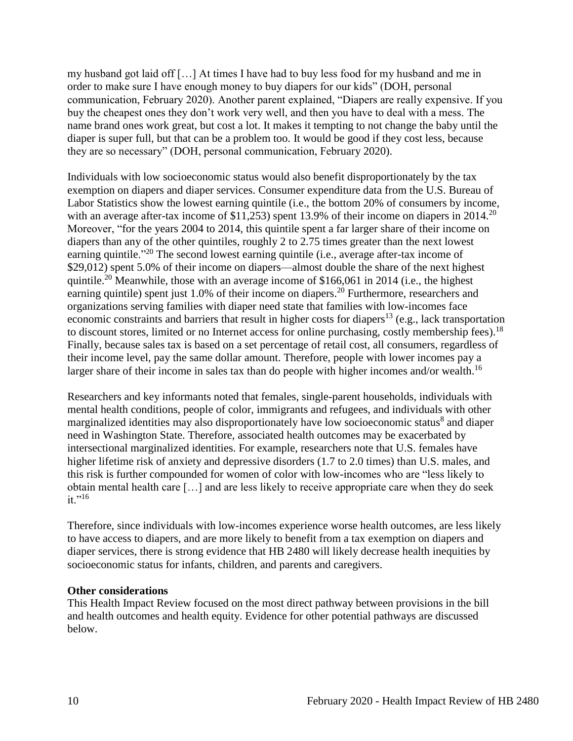my husband got laid off […] At times I have had to buy less food for my husband and me in order to make sure I have enough money to buy diapers for our kids" (DOH, personal communication, February 2020). Another parent explained, "Diapers are really expensive. If you buy the cheapest ones they don't work very well, and then you have to deal with a mess. The name brand ones work great, but cost a lot. It makes it tempting to not change the baby until the diaper is super full, but that can be a problem too. It would be good if they cost less, because they are so necessary" (DOH, personal communication, February 2020).

Individuals with low socioeconomic status would also benefit disproportionately by the tax exemption on diapers and diaper services. Consumer expenditure data from the U.S. Bureau of Labor Statistics show the lowest earning quintile (i.e., the bottom 20% of consumers by income, with an average after-tax income of $11,253) spent 13.9% of their income on diapers in 2014.[20] Moreover, "for the years 2004 to 2014, this quintile spent a far larger share of their income on diapers than any of the other quintiles, roughly 2 to 2.75 times greater than the next lowest earning quintile."[20] The second lowest earning quintile (i.e., average after-tax income of $29,012) spent 5.0% of their income on diapers—almost double the share of the next highest quintile.[20] Meanwhile, those with an average income of $166,061 in 2014 (i.e., the highest earning quintile) spent just 1.0% of their income on diapers.[20] Furthermore, researchers and organizations serving families with diaper need state that families with low-incomes face economic constraints and barriers that result in higher costs for diapers[13] (e.g., lack transportation to discount stores, limited or no Internet access for online purchasing, costly membership fees).[18] Finally, because sales tax is based on a set percentage of retail cost, all consumers, regardless of their income level, pay the same dollar amount. Therefore, people with lower incomes pay a larger share of their income in sales tax than do people with higher incomes and/or wealth.[16]

Researchers and key informants noted that females, single-parent households, individuals with mental health conditions, people of color, immigrants and refugees, and individuals with other marginalized identities may also disproportionately have low socioeconomic status[8] and diaper need in Washington State. Therefore, associated health outcomes may be exacerbated by intersectional marginalized identities. For example, researchers note that U.S. females have higher lifetime risk of anxiety and depressive disorders (1.7 to 2.0 times) than U.S. males, and this risk is further compounded for women of color with low-incomes who are "less likely to obtain mental health care […] and are less likely to receive appropriate care when they do seek it."[16]

Therefore, since individuals with low-incomes experience worse health outcomes, are less likely to have access to diapers, and are more likely to benefit from a tax exemption on diapers and diaper services, there is strong evidence that HB 2480 will likely decrease health inequities by socioeconomic status for infants, children, and parents and caregivers.

**Other considerations**

This Health Impact Review focused on the most direct pathway between provisions in the bill and health outcomes and health equity. Evidence for other potential pathways are discussed below.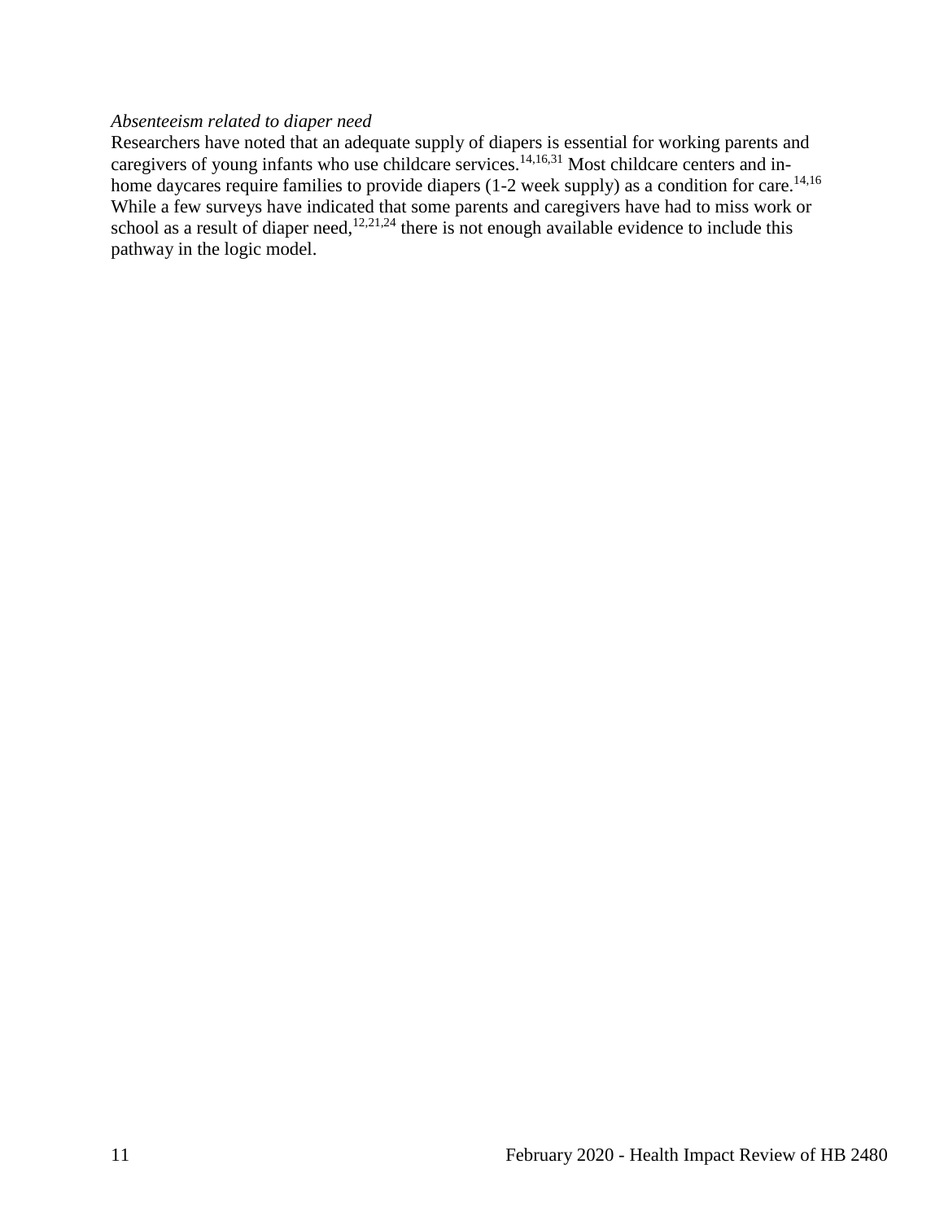*Absenteeism related to diaper need*

Researchers have noted that an adequate supply of diapers is essential for working parents and caregivers of young infants who use childcare services.[14,16,31] Most childcare centers and in-home daycares require families to provide diapers (1-2 week supply) as a condition for care.[14,16] While a few surveys have indicated that some parents and caregivers have had to miss work or school as a result of diaper need,[12,21,24] there is not enough available evidence to include this pathway in the logic model.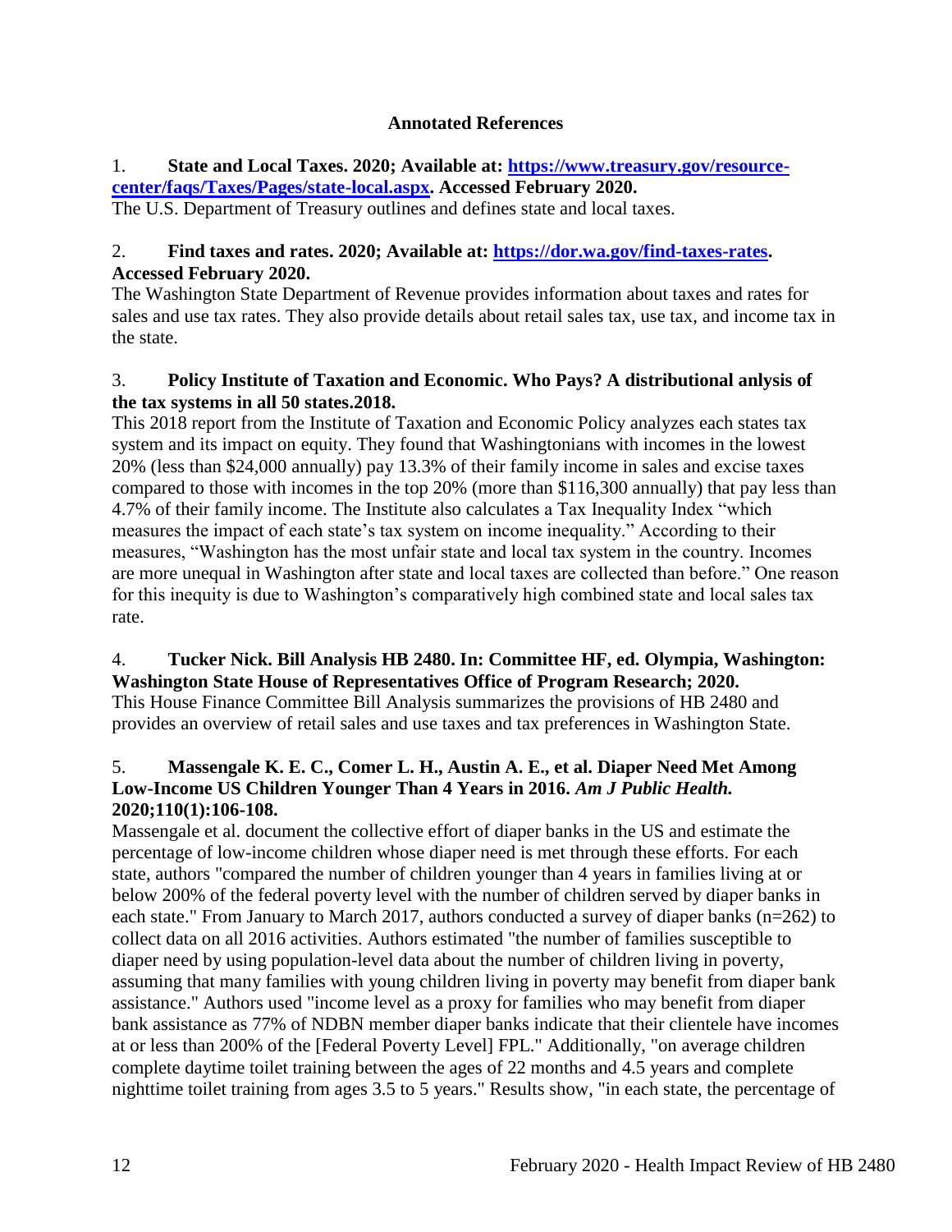**Annotated References**

1. **State and Local Taxes. 2020; Available at: [https://www.treasury.gov/resource-center/faqs/Taxes/Pages/state-local.aspx](https://www.treasury.gov/resource-center/faqs/Taxes/Pages/state-local.aspx). Accessed February 2020.**
The U.S. Department of Treasury outlines and defines state and local taxes.

2. **Find taxes and rates. 2020; Available at: [https://dor.wa.gov/find-taxes-rates](https://dor.wa.gov/find-taxes-rates). Accessed February 2020.**
The Washington State Department of Revenue provides information about taxes and rates for sales and use tax rates. They also provide details about retail sales tax, use tax, and income tax in the state.

3. **Policy Institute of Taxation and Economic. Who Pays? A distributional anlysis of the tax systems in all 50 states.2018.**
This 2018 report from the Institute of Taxation and Economic Policy analyzes each states tax system and its impact on equity. They found that Washingtonians with incomes in the lowest 20% (less than $24,000 annually) pay 13.3% of their family income in sales and excise taxes compared to those with incomes in the top 20% (more than $116,300 annually) that pay less than 4.7% of their family income. The Institute also calculates a Tax Inequality Index "which measures the impact of each state's tax system on income inequality." According to their measures, "Washington has the most unfair state and local tax system in the country. Incomes are more unequal in Washington after state and local taxes are collected than before." One reason for this inequity is due to Washington's comparatively high combined state and local sales tax rate.

4. **Tucker Nick. Bill Analysis HB 2480. In: Committee HF, ed. Olympia, Washington: Washington State House of Representatives Office of Program Research; 2020.**
This House Finance Committee Bill Analysis summarizes the provisions of HB 2480 and provides an overview of retail sales and use taxes and tax preferences in Washington State.

5. **Massengale K. E. C., Comer L. H., Austin A. E., et al. Diaper Need Met Among Low-Income US Children Younger Than 4 Years in 2016. *Am J Public Health.* 2020;110(1):106-108.**
Massengale et al. document the collective effort of diaper banks in the US and estimate the percentage of low-income children whose diaper need is met through these efforts. For each state, authors "compared the number of children younger than 4 years in families living at or below 200% of the federal poverty level with the number of children served by diaper banks in each state." From January to March 2017, authors conducted a survey of diaper banks (n=262) to collect data on all 2016 activities. Authors estimated "the number of families susceptible to diaper need by using population-level data about the number of children living in poverty, assuming that many families with young children living in poverty may benefit from diaper bank assistance." Authors used "income level as a proxy for families who may benefit from diaper bank assistance as 77% of NDBN member diaper banks indicate that their clientele have incomes at or less than 200% of the [Federal Poverty Level] FPL." Additionally, "on average children complete daytime toilet training between the ages of 22 months and 4.5 years and complete nighttime toilet training from ages 3.5 to 5 years." Results show, "in each state, the percentage of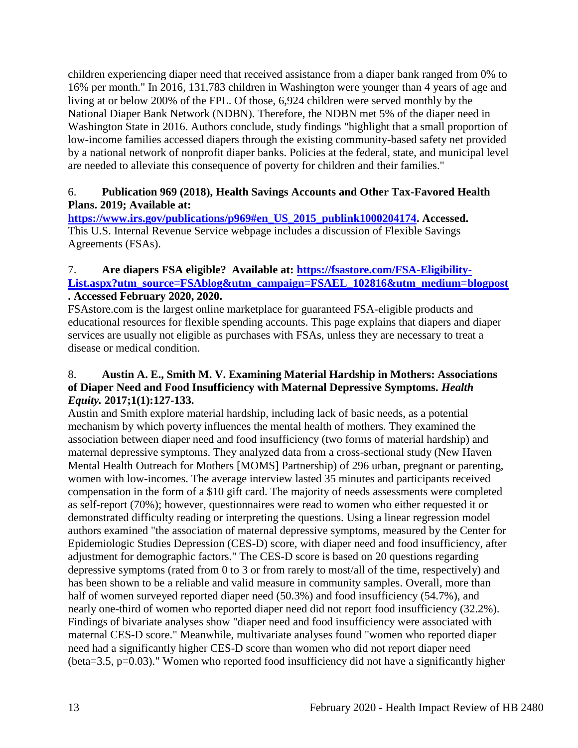children experiencing diaper need that received assistance from a diaper bank ranged from 0% to 16% per month." In 2016, 131,783 children in Washington were younger than 4 years of age and living at or below 200% of the FPL. Of those, 6,924 children were served monthly by the National Diaper Bank Network (NDBN). Therefore, the NDBN met 5% of the diaper need in Washington State in 2016. Authors conclude, study findings "highlight that a small proportion of low-income families accessed diapers through the existing community-based safety net provided by a national network of nonprofit diaper banks. Policies at the federal, state, and municipal level are needed to alleviate this consequence of poverty for children and their families."

6. **Publication 969 (2018), Health Savings Accounts and Other Tax-Favored Health Plans. 2019; Available at: [https://www.irs.gov/publications/p969#en_US_2015_publink1000204174](https://www.irs.gov/publications/p969#en_US_2015_publink1000204174). Accessed.**
This U.S. Internal Revenue Service webpage includes a discussion of Flexible Savings Agreements (FSAs).

7. **Are diapers FSA eligible? Available at: [https://fsastore.com/FSA-Eligibility-List.aspx?utm_source=FSAblog&utm_campaign=FSAEL_102816&utm_medium=blogpost](https://fsastore.com/FSA-Eligibility-List.aspx?utm_source=FSAblog&utm_campaign=FSAEL_102816&utm_medium=blogpost). Accessed February 2020, 2020.**
FSAstore.com is the largest online marketplace for guaranteed FSA-eligible products and educational resources for flexible spending accounts. This page explains that diapers and diaper services are usually not eligible as purchases with FSAs, unless they are necessary to treat a disease or medical condition.

8. **Austin A. E., Smith M. V. Examining Material Hardship in Mothers: Associations of Diaper Need and Food Insufficiency with Maternal Depressive Symptoms. *Health Equity.* 2017;1(1):127-133.**
Austin and Smith explore material hardship, including lack of basic needs, as a potential mechanism by which poverty influences the mental health of mothers. They examined the association between diaper need and food insufficiency (two forms of material hardship) and maternal depressive symptoms. They analyzed data from a cross-sectional study (New Haven Mental Health Outreach for Mothers [MOMS] Partnership) of 296 urban, pregnant or parenting, women with low-incomes. The average interview lasted 35 minutes and participants received compensation in the form of a $10 gift card. The majority of needs assessments were completed as self-report (70%); however, questionnaires were read to women who either requested it or demonstrated difficulty reading or interpreting the questions. Using a linear regression model authors examined "the association of maternal depressive symptoms, measured by the Center for Epidemiologic Studies Depression (CES-D) score, with diaper need and food insufficiency, after adjustment for demographic factors." The CES-D score is based on 20 questions regarding depressive symptoms (rated from 0 to 3 or from rarely to most/all of the time, respectively) and has been shown to be a reliable and valid measure in community samples. Overall, more than half of women surveyed reported diaper need (50.3%) and food insufficiency (54.7%), and nearly one-third of women who reported diaper need did not report food insufficiency (32.2%). Findings of bivariate analyses show "diaper need and food insufficiency were associated with maternal CES-D score." Meanwhile, multivariate analyses found "women who reported diaper need had a significantly higher CES-D score than women who did not report diaper need (beta=3.5, $p=0.03$)." Women who reported food insufficiency did not have a significantly higher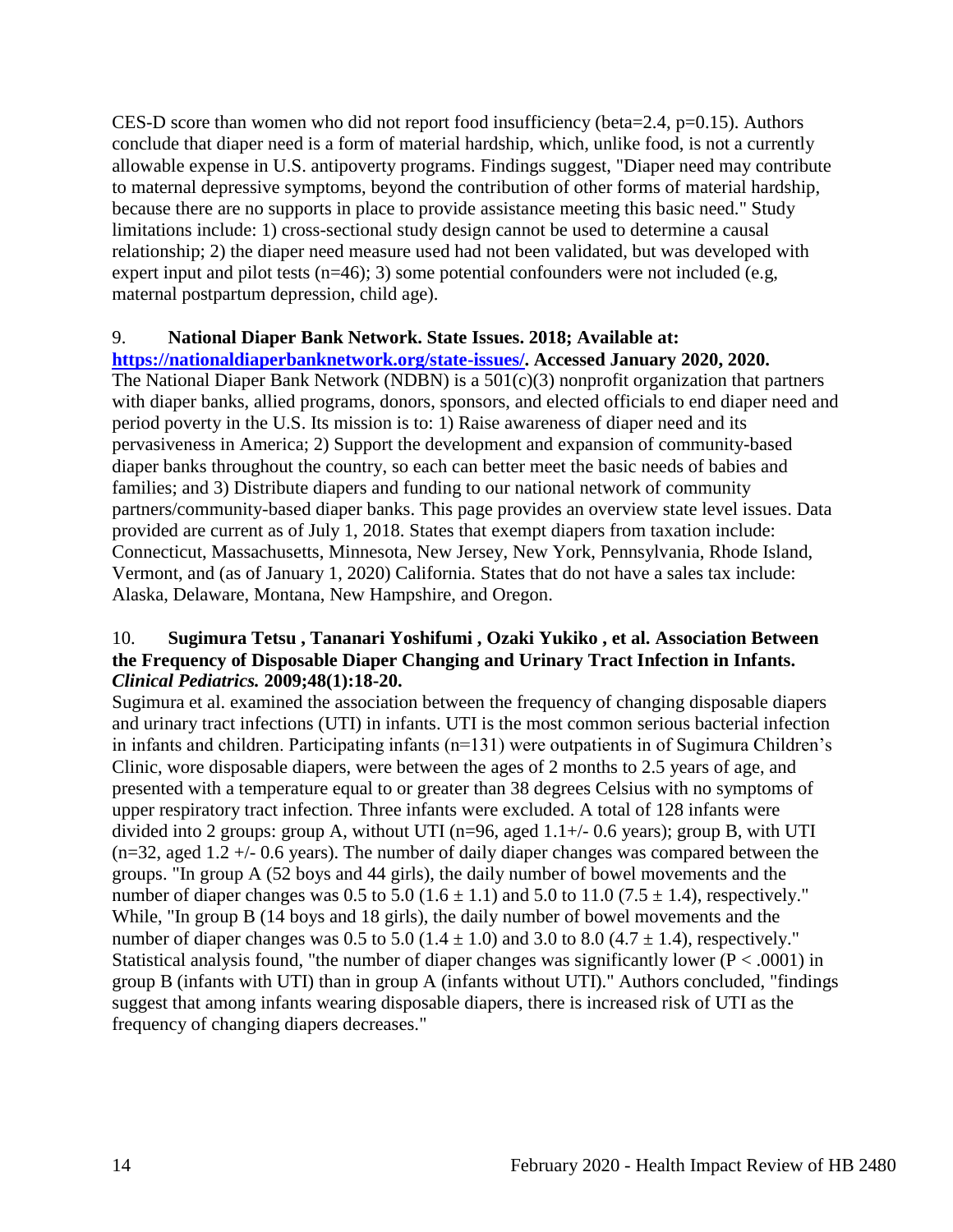CES-D score than women who did not report food insufficiency (beta=2.4, p=0.15). Authors conclude that diaper need is a form of material hardship, which, unlike food, is not a currently allowable expense in U.S. antipoverty programs. Findings suggest, "Diaper need may contribute to maternal depressive symptoms, beyond the contribution of other forms of material hardship, because there are no supports in place to provide assistance meeting this basic need." Study limitations include: 1) cross-sectional study design cannot be used to determine a causal relationship; 2) the diaper need measure used had not been validated, but was developed with expert input and pilot tests (n=46); 3) some potential confounders were not included (e.g, maternal postpartum depression, child age).

9. **National Diaper Bank Network. State Issues. 2018; Available at: [https://nationaldiaperbanknetwork.org/state-issues/](https://nationaldiaperbanknetwork.org/state-issues/). Accessed January 2020, 2020.**
The National Diaper Bank Network (NDBN) is a 501(c)(3) nonprofit organization that partners with diaper banks, allied programs, donors, sponsors, and elected officials to end diaper need and period poverty in the U.S. Its mission is to: 1) Raise awareness of diaper need and its pervasiveness in America; 2) Support the development and expansion of community-based diaper banks throughout the country, so each can better meet the basic needs of babies and families; and 3) Distribute diapers and funding to our national network of community partners/community-based diaper banks. This page provides an overview state level issues. Data provided are current as of July 1, 2018. States that exempt diapers from taxation include: Connecticut, Massachusetts, Minnesota, New Jersey, New York, Pennsylvania, Rhode Island, Vermont, and (as of January 1, 2020) California. States that do not have a sales tax include: Alaska, Delaware, Montana, New Hampshire, and Oregon.

10. **Sugimura Tetsu , Tananari Yoshifumi , Ozaki Yukiko , et al. Association Between the Frequency of Disposable Diaper Changing and Urinary Tract Infection in Infants. *Clinical Pediatrics.* 2009;48(1):18-20.**
Sugimura et al. examined the association between the frequency of changing disposable diapers and urinary tract infections (UTI) in infants. UTI is the most common serious bacterial infection in infants and children. Participating infants (n=131) were outpatients in of Sugimura Children's Clinic, wore disposable diapers, were between the ages of 2 months to 2.5 years of age, and presented with a temperature equal to or greater than 38 degrees Celsius with no symptoms of upper respiratory tract infection. Three infants were excluded. A total of 128 infants were divided into 2 groups: group A, without UTI (n=96, aged 1.1+/- 0.6 years); group B, with UTI (n=32, aged 1.2 +/- 0.6 years). The number of daily diaper changes was compared between the groups. "In group A (52 boys and 44 girls), the daily number of bowel movements and the number of diaper changes was 0.5 to 5.0 ($1.6 \pm 1.1$) and 5.0 to 11.0 ($7.5 \pm 1.4$), respectively." While, "In group B (14 boys and 18 girls), the daily number of bowel movements and the number of diaper changes was 0.5 to 5.0 ($1.4 \pm 1.0$) and 3.0 to 8.0 ($4.7 \pm 1.4$), respectively." Statistical analysis found, "the number of diaper changes was significantly lower ($P < .0001$) in group B (infants with UTI) than in group A (infants without UTI)." Authors concluded, "findings suggest that among infants wearing disposable diapers, there is increased risk of UTI as the frequency of changing diapers decreases."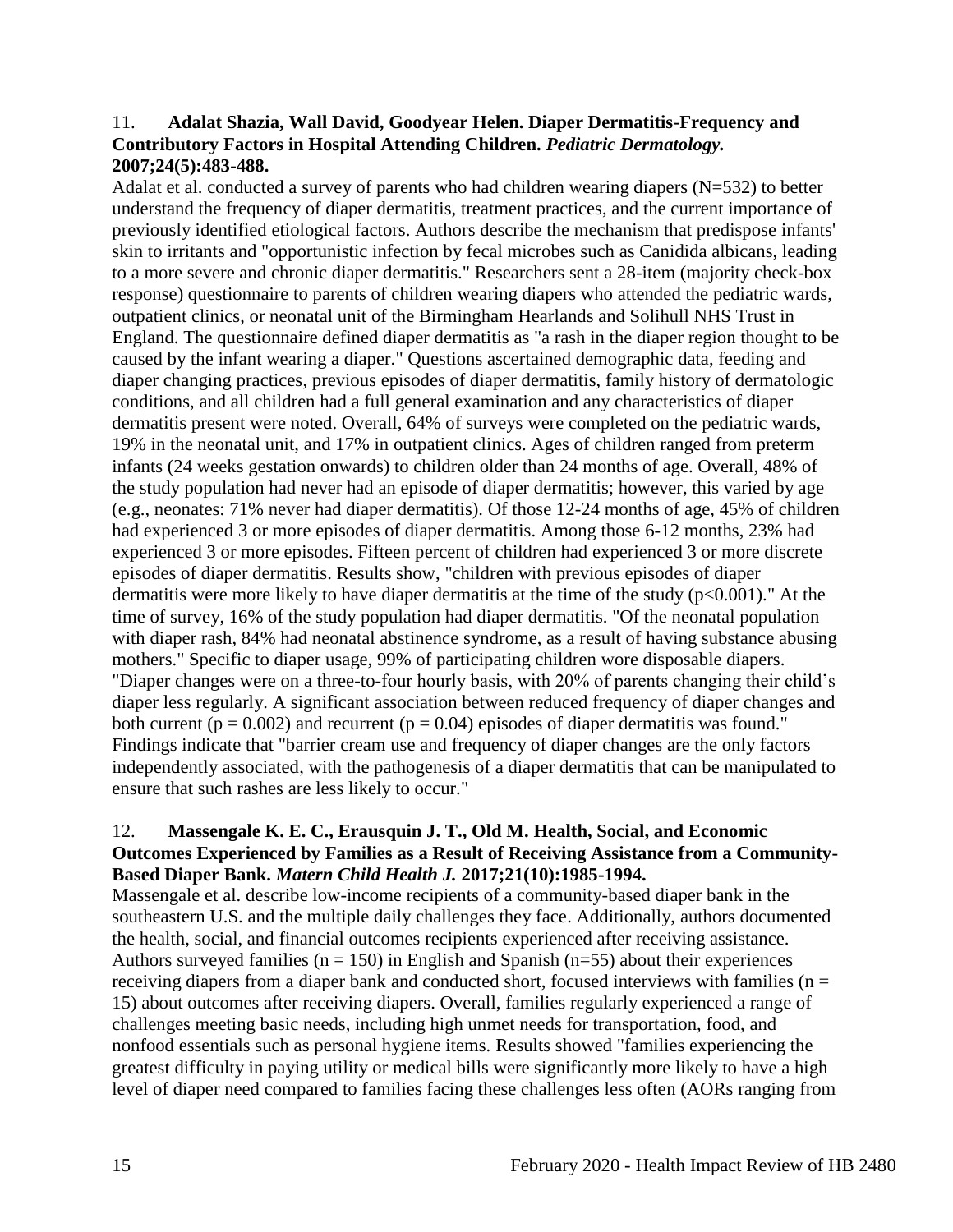11. **Adalat Shazia, Wall David, Goodyear Helen. Diaper Dermatitis-Frequency and Contributory Factors in Hospital Attending Children.** ***Pediatric Dermatology.*** **2007;24(5):483-488.**

Adalat et al. conducted a survey of parents who had children wearing diapers (N=532) to better understand the frequency of diaper dermatitis, treatment practices, and the current importance of previously identified etiological factors. Authors describe the mechanism that predispose infants' skin to irritants and "opportunistic infection by fecal microbes such as Canidida albicans, leading to a more severe and chronic diaper dermatitis." Researchers sent a 28-item (majority check-box response) questionnaire to parents of children wearing diapers who attended the pediatric wards, outpatient clinics, or neonatal unit of the Birmingham Hearlands and Solihull NHS Trust in England. The questionnaire defined diaper dermatitis as "a rash in the diaper region thought to be caused by the infant wearing a diaper." Questions ascertained demographic data, feeding and diaper changing practices, previous episodes of diaper dermatitis, family history of dermatologic conditions, and all children had a full general examination and any characteristics of diaper dermatitis present were noted. Overall, 64% of surveys were completed on the pediatric wards, 19% in the neonatal unit, and 17% in outpatient clinics. Ages of children ranged from preterm infants (24 weeks gestation onwards) to children older than 24 months of age. Overall, 48% of the study population had never had an episode of diaper dermatitis; however, this varied by age (e.g., neonates: 71% never had diaper dermatitis). Of those 12-24 months of age, 45% of children had experienced 3 or more episodes of diaper dermatitis. Among those 6-12 months, 23% had experienced 3 or more episodes. Fifteen percent of children had experienced 3 or more discrete episodes of diaper dermatitis. Results show, "children with previous episodes of diaper dermatitis were more likely to have diaper dermatitis at the time of the study ($p<0.001$)." At the time of survey, 16% of the study population had diaper dermatitis. "Of the neonatal population with diaper rash, 84% had neonatal abstinence syndrome, as a result of having substance abusing mothers." Specific to diaper usage, 99% of participating children wore disposable diapers. "Diaper changes were on a three-to-four hourly basis, with 20% of parents changing their child's diaper less regularly. A significant association between reduced frequency of diaper changes and both current ($p = 0.002$) and recurrent ($p = 0.04$) episodes of diaper dermatitis was found." Findings indicate that "barrier cream use and frequency of diaper changes are the only factors independently associated, with the pathogenesis of a diaper dermatitis that can be manipulated to ensure that such rashes are less likely to occur."

12. **Massengale K. E. C., Erausquin J. T., Old M. Health, Social, and Economic Outcomes Experienced by Families as a Result of Receiving Assistance from a Community-Based Diaper Bank.** ***Matern Child Health J.*** **2017;21(10):1985-1994.**

Massengale et al. describe low-income recipients of a community-based diaper bank in the southeastern U.S. and the multiple daily challenges they face. Additionally, authors documented the health, social, and financial outcomes recipients experienced after receiving assistance. Authors surveyed families ($n = 150$) in English and Spanish ($n=55$) about their experiences receiving diapers from a diaper bank and conducted short, focused interviews with families ($n = 15$) about outcomes after receiving diapers. Overall, families regularly experienced a range of challenges meeting basic needs, including high unmet needs for transportation, food, and nonfood essentials such as personal hygiene items. Results showed "families experiencing the greatest difficulty in paying utility or medical bills were significantly more likely to have a high level of diaper need compared to families facing these challenges less often (AORs ranging from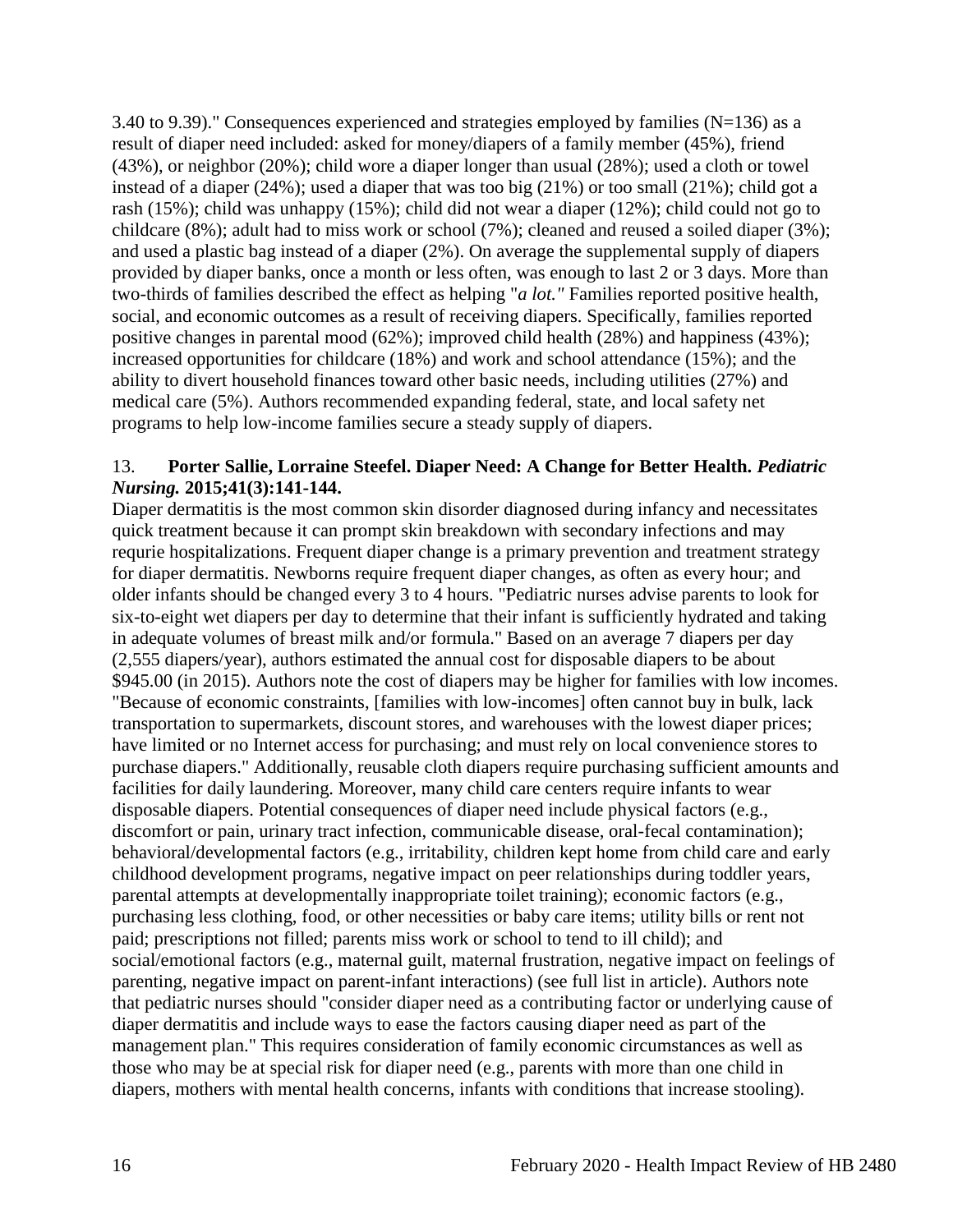3.40 to 9.39)." Consequences experienced and strategies employed by families (N=136) as a result of diaper need included: asked for money/diapers of a family member (45%), friend (43%), or neighbor (20%); child wore a diaper longer than usual (28%); used a cloth or towel instead of a diaper (24%); used a diaper that was too big (21%) or too small (21%); child got a rash (15%); child was unhappy (15%); child did not wear a diaper (12%); child could not go to childcare (8%); adult had to miss work or school (7%); cleaned and reused a soiled diaper (3%); and used a plastic bag instead of a diaper (2%). On average the supplemental supply of diapers provided by diaper banks, once a month or less often, was enough to last 2 or 3 days. More than two-thirds of families described the effect as helping "*a lot."* Families reported positive health, social, and economic outcomes as a result of receiving diapers. Specifically, families reported positive changes in parental mood (62%); improved child health (28%) and happiness (43%); increased opportunities for childcare (18%) and work and school attendance (15%); and the ability to divert household finances toward other basic needs, including utilities (27%) and medical care (5%). Authors recommended expanding federal, state, and local safety net programs to help low-income families secure a steady supply of diapers.

13. **Porter Sallie, Lorraine Steefel. Diaper Need: A Change for Better Health. *Pediatric Nursing.* 2015;41(3):141-144.**

Diaper dermatitis is the most common skin disorder diagnosed during infancy and necessitates quick treatment because it can prompt skin breakdown with secondary infections and may requrie hospitalizations. Frequent diaper change is a primary prevention and treatment strategy for diaper dermatitis. Newborns require frequent diaper changes, as often as every hour; and older infants should be changed every 3 to 4 hours. "Pediatric nurses advise parents to look for six-to-eight wet diapers per day to determine that their infant is sufficiently hydrated and taking in adequate volumes of breast milk and/or formula." Based on an average 7 diapers per day (2,555 diapers/year), authors estimated the annual cost for disposable diapers to be about $945.00 (in 2015). Authors note the cost of diapers may be higher for families with low incomes. "Because of economic constraints, [families with low-incomes] often cannot buy in bulk, lack transportation to supermarkets, discount stores, and warehouses with the lowest diaper prices; have limited or no Internet access for purchasing; and must rely on local convenience stores to purchase diapers." Additionally, reusable cloth diapers require purchasing sufficient amounts and facilities for daily laundering. Moreover, many child care centers require infants to wear disposable diapers. Potential consequences of diaper need include physical factors (e.g., discomfort or pain, urinary tract infection, communicable disease, oral-fecal contamination); behavioral/developmental factors (e.g., irritability, children kept home from child care and early childhood development programs, negative impact on peer relationships during toddler years, parental attempts at developmentally inappropriate toilet training); economic factors (e.g., purchasing less clothing, food, or other necessities or baby care items; utility bills or rent not paid; prescriptions not filled; parents miss work or school to tend to ill child); and social/emotional factors (e.g., maternal guilt, maternal frustration, negative impact on feelings of parenting, negative impact on parent-infant interactions) (see full list in article). Authors note that pediatric nurses should "consider diaper need as a contributing factor or underlying cause of diaper dermatitis and include ways to ease the factors causing diaper need as part of the management plan." This requires consideration of family economic circumstances as well as those who may be at special risk for diaper need (e.g., parents with more than one child in diapers, mothers with mental health concerns, infants with conditions that increase stooling).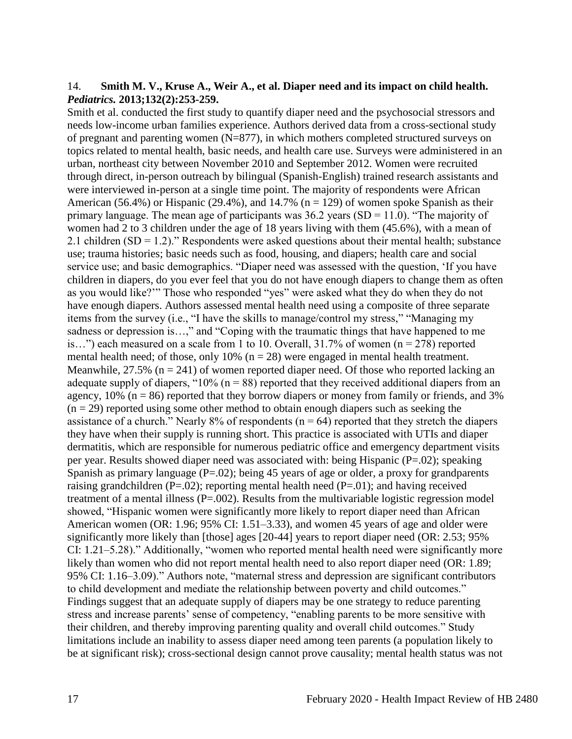14. **Smith M. V., Kruse A., Weir A., et al. Diaper need and its impact on child health. *Pediatrics.* 2013;132(2):253-259.**

Smith et al. conducted the first study to quantify diaper need and the psychosocial stressors and needs low-income urban families experience. Authors derived data from a cross-sectional study of pregnant and parenting women (N=877), in which mothers completed structured surveys on topics related to mental health, basic needs, and health care use. Surveys were administered in an urban, northeast city between November 2010 and September 2012. Women were recruited through direct, in-person outreach by bilingual (Spanish-English) trained research assistants and were interviewed in-person at a single time point. The majority of respondents were African American (56.4%) or Hispanic (29.4%), and 14.7% (n = 129) of women spoke Spanish as their primary language. The mean age of participants was 36.2 years (SD = 11.0). "The majority of women had 2 to 3 children under the age of 18 years living with them (45.6%), with a mean of 2.1 children (SD = 1.2)." Respondents were asked questions about their mental health; substance use; trauma histories; basic needs such as food, housing, and diapers; health care and social service use; and basic demographics. "Diaper need was assessed with the question, 'If you have children in diapers, do you ever feel that you do not have enough diapers to change them as often as you would like?'" Those who responded "yes" were asked what they do when they do not have enough diapers. Authors assessed mental health need using a composite of three separate items from the survey (i.e., "I have the skills to manage/control my stress," "Managing my sadness or depression is…," and "Coping with the traumatic things that have happened to me is…") each measured on a scale from 1 to 10. Overall, 31.7% of women (n = 278) reported mental health need; of those, only 10% (n = 28) were engaged in mental health treatment. Meanwhile, 27.5% (n = 241) of women reported diaper need. Of those who reported lacking an adequate supply of diapers, "10% (n = 88) reported that they received additional diapers from an agency, 10% (n = 86) reported that they borrow diapers or money from family or friends, and 3% (n = 29) reported using some other method to obtain enough diapers such as seeking the assistance of a church." Nearly 8% of respondents (n = 64) reported that they stretch the diapers they have when their supply is running short. This practice is associated with UTIs and diaper dermatitis, which are responsible for numerous pediatric office and emergency department visits per year. Results showed diaper need was associated with: being Hispanic (P=.02); speaking Spanish as primary language (P=.02); being 45 years of age or older, a proxy for grandparents raising grandchildren (P=.02); reporting mental health need (P=.01); and having received treatment of a mental illness (P=.002). Results from the multivariable logistic regression model showed, "Hispanic women were significantly more likely to report diaper need than African American women (OR: 1.96; 95% CI: 1.51–3.33), and women 45 years of age and older were significantly more likely than [those] ages [20-44] years to report diaper need (OR: 2.53; 95% CI: 1.21–5.28)." Additionally, "women who reported mental health need were significantly more likely than women who did not report mental health need to also report diaper need (OR: 1.89; 95% CI: 1.16–3.09)." Authors note, "maternal stress and depression are significant contributors to child development and mediate the relationship between poverty and child outcomes." Findings suggest that an adequate supply of diapers may be one strategy to reduce parenting stress and increase parents' sense of competency, "enabling parents to be more sensitive with their children, and thereby improving parenting quality and overall child outcomes." Study limitations include an inability to assess diaper need among teen parents (a population likely to be at significant risk); cross-sectional design cannot prove causality; mental health status was not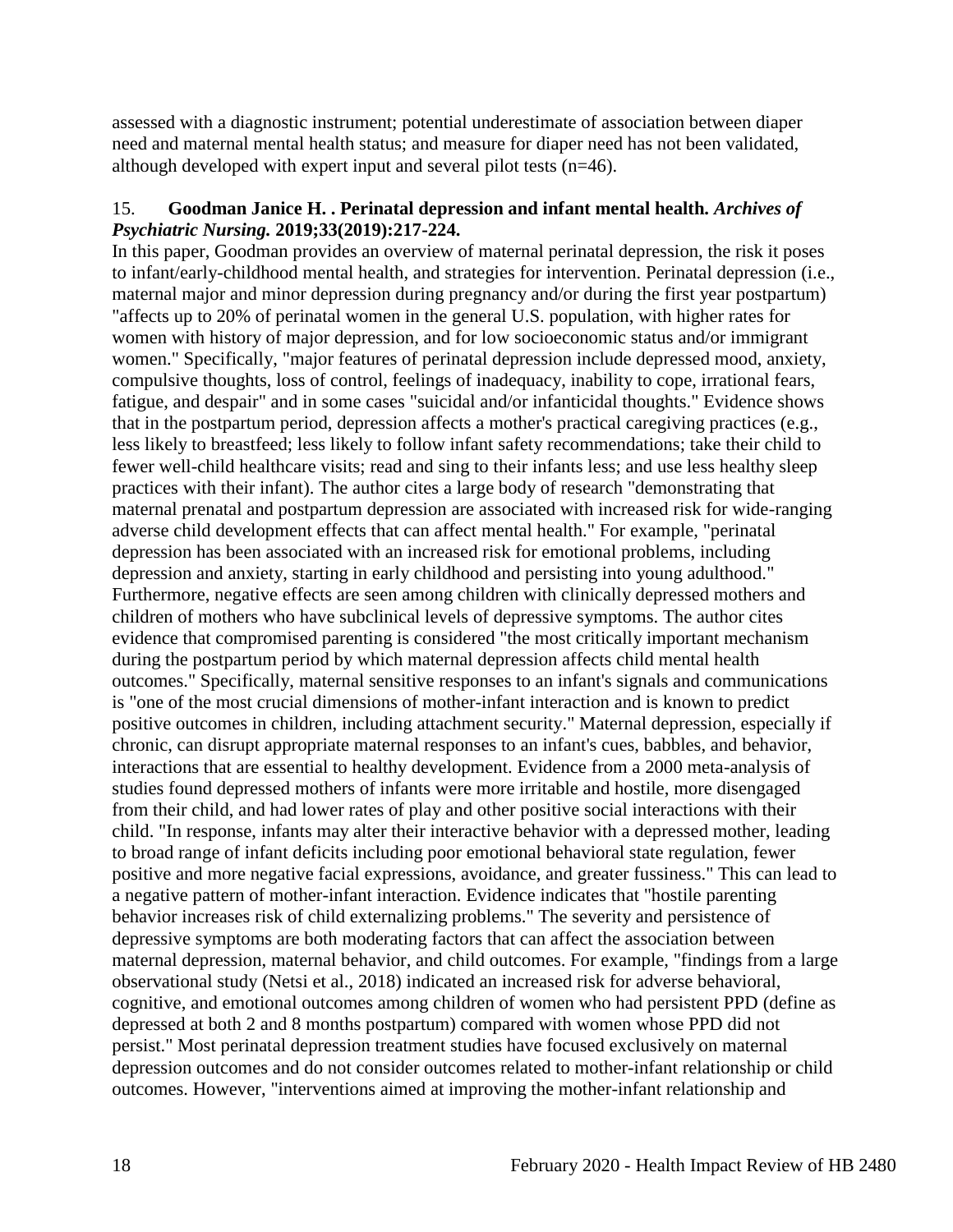assessed with a diagnostic instrument; potential underestimate of association between diaper need and maternal mental health status; and measure for diaper need has not been validated, although developed with expert input and several pilot tests (n=46).

15. **Goodman Janice H. . Perinatal depression and infant mental health.** ***Archives of Psychiatric Nursing.*** **2019;33(2019):217-224.**

In this paper, Goodman provides an overview of maternal perinatal depression, the risk it poses to infant/early-childhood mental health, and strategies for intervention. Perinatal depression (i.e., maternal major and minor depression during pregnancy and/or during the first year postpartum) "affects up to 20% of perinatal women in the general U.S. population, with higher rates for women with history of major depression, and for low socioeconomic status and/or immigrant women." Specifically, "major features of perinatal depression include depressed mood, anxiety, compulsive thoughts, loss of control, feelings of inadequacy, inability to cope, irrational fears, fatigue, and despair" and in some cases "suicidal and/or infanticidal thoughts." Evidence shows that in the postpartum period, depression affects a mother's practical caregiving practices (e.g., less likely to breastfeed; less likely to follow infant safety recommendations; take their child to fewer well-child healthcare visits; read and sing to their infants less; and use less healthy sleep practices with their infant). The author cites a large body of research "demonstrating that maternal prenatal and postpartum depression are associated with increased risk for wide-ranging adverse child development effects that can affect mental health." For example, "perinatal depression has been associated with an increased risk for emotional problems, including depression and anxiety, starting in early childhood and persisting into young adulthood." Furthermore, negative effects are seen among children with clinically depressed mothers and children of mothers who have subclinical levels of depressive symptoms. The author cites evidence that compromised parenting is considered "the most critically important mechanism during the postpartum period by which maternal depression affects child mental health outcomes." Specifically, maternal sensitive responses to an infant's signals and communications is "one of the most crucial dimensions of mother-infant interaction and is known to predict positive outcomes in children, including attachment security." Maternal depression, especially if chronic, can disrupt appropriate maternal responses to an infant's cues, babbles, and behavior, interactions that are essential to healthy development. Evidence from a 2000 meta-analysis of studies found depressed mothers of infants were more irritable and hostile, more disengaged from their child, and had lower rates of play and other positive social interactions with their child. "In response, infants may alter their interactive behavior with a depressed mother, leading to broad range of infant deficits including poor emotional behavioral state regulation, fewer positive and more negative facial expressions, avoidance, and greater fussiness." This can lead to a negative pattern of mother-infant interaction. Evidence indicates that "hostile parenting behavior increases risk of child externalizing problems." The severity and persistence of depressive symptoms are both moderating factors that can affect the association between maternal depression, maternal behavior, and child outcomes. For example, "findings from a large observational study (Netsi et al., 2018) indicated an increased risk for adverse behavioral, cognitive, and emotional outcomes among children of women who had persistent PPD (define as depressed at both 2 and 8 months postpartum) compared with women whose PPD did not persist." Most perinatal depression treatment studies have focused exclusively on maternal depression outcomes and do not consider outcomes related to mother-infant relationship or child outcomes. However, "interventions aimed at improving the mother-infant relationship and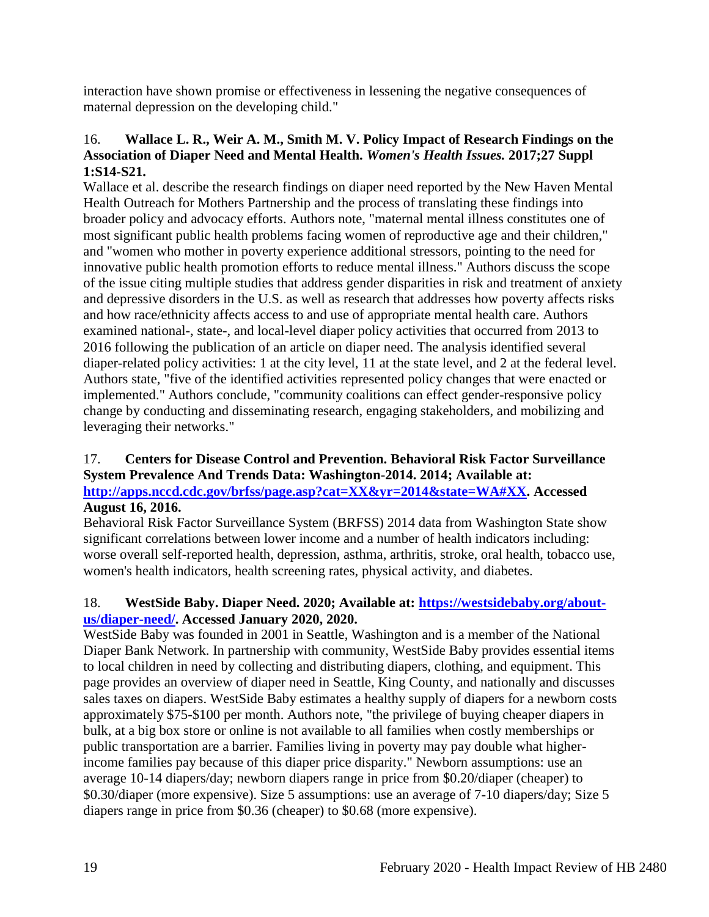interaction have shown promise or effectiveness in lessening the negative consequences of maternal depression on the developing child."

16. **Wallace L. R., Weir A. M., Smith M. V. Policy Impact of Research Findings on the Association of Diaper Need and Mental Health. *Women's Health Issues.* 2017;27 Suppl 1:S14-S21.**
Wallace et al. describe the research findings on diaper need reported by the New Haven Mental Health Outreach for Mothers Partnership and the process of translating these findings into broader policy and advocacy efforts. Authors note, "maternal mental illness constitutes one of most significant public health problems facing women of reproductive age and their children," and "women who mother in poverty experience additional stressors, pointing to the need for innovative public health promotion efforts to reduce mental illness." Authors discuss the scope of the issue citing multiple studies that address gender disparities in risk and treatment of anxiety and depressive disorders in the U.S. as well as research that addresses how poverty affects risks and how race/ethnicity affects access to and use of appropriate mental health care. Authors examined national-, state-, and local-level diaper policy activities that occurred from 2013 to 2016 following the publication of an article on diaper need. The analysis identified several diaper-related policy activities: 1 at the city level, 11 at the state level, and 2 at the federal level. Authors state, "five of the identified activities represented policy changes that were enacted or implemented." Authors conclude, "community coalitions can effect gender-responsive policy change by conducting and disseminating research, engaging stakeholders, and mobilizing and leveraging their networks."

17. **Centers for Disease Control and Prevention. Behavioral Risk Factor Surveillance System Prevalence And Trends Data: Washington-2014. 2014; Available at: [http://apps.nccd.cdc.gov/brfss/page.asp?cat=XX&yr=2014&state=WA#XX](http://apps.nccd.cdc.gov/brfss/page.asp?cat=XX&yr=2014&state=WA#XX). Accessed August 16, 2016.**
Behavioral Risk Factor Surveillance System (BRFSS) 2014 data from Washington State show significant correlations between lower income and a number of health indicators including: worse overall self-reported health, depression, asthma, arthritis, stroke, oral health, tobacco use, women's health indicators, health screening rates, physical activity, and diabetes.

18. **WestSide Baby. Diaper Need. 2020; Available at: [https://westsidebaby.org/about-us/diaper-need/](https://westsidebaby.org/about-us/diaper-need/). Accessed January 2020, 2020.**
WestSide Baby was founded in 2001 in Seattle, Washington and is a member of the National Diaper Bank Network. In partnership with community, WestSide Baby provides essential items to local children in need by collecting and distributing diapers, clothing, and equipment. This page provides an overview of diaper need in Seattle, King County, and nationally and discusses sales taxes on diapers. WestSide Baby estimates a healthy supply of diapers for a newborn costs approximately $75-$100 per month. Authors note, "the privilege of buying cheaper diapers in bulk, at a big box store or online is not available to all families when costly memberships or public transportation are a barrier. Families living in poverty may pay double what higher-income families pay because of this diaper price disparity." Newborn assumptions: use an average 10-14 diapers/day; newborn diapers range in price from $0.20/diaper (cheaper) to $0.30/diaper (more expensive). Size 5 assumptions: use an average of 7-10 diapers/day; Size 5 diapers range in price from $0.36 (cheaper) to $0.68 (more expensive).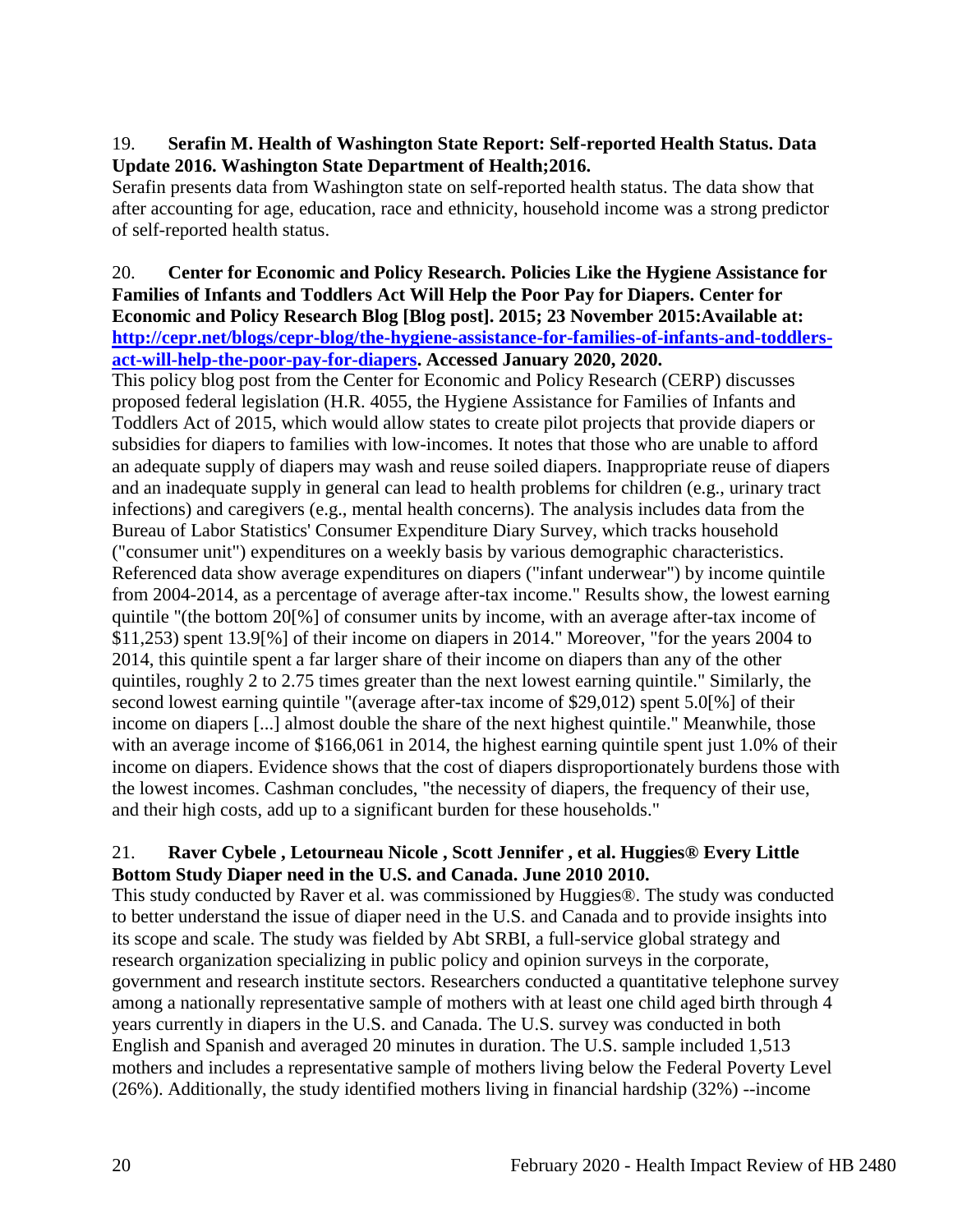19. **Serafin M. Health of Washington State Report: Self-reported Health Status. Data Update 2016. Washington State Department of Health;2016.**

Serafin presents data from Washington state on self-reported health status. The data show that after accounting for age, education, race and ethnicity, household income was a strong predictor of self-reported health status.

20. **Center for Economic and Policy Research. Policies Like the Hygiene Assistance for Families of Infants and Toddlers Act Will Help the Poor Pay for Diapers. Center for Economic and Policy Research Blog [Blog post]. 2015; 23 November 2015:Available at: [http://cepr.net/blogs/cepr-blog/the-hygiene-assistance-for-families-of-infants-and-toddlers-act-will-help-the-poor-pay-for-diapers](http://cepr.net/blogs/cepr-blog/the-hygiene-assistance-for-families-of-infants-and-toddlers-act-will-help-the-poor-pay-for-diapers). Accessed January 2020, 2020.**

This policy blog post from the Center for Economic and Policy Research (CERP) discusses proposed federal legislation (H.R. 4055, the Hygiene Assistance for Families of Infants and Toddlers Act of 2015, which would allow states to create pilot projects that provide diapers or subsidies for diapers to families with low-incomes. It notes that those who are unable to afford an adequate supply of diapers may wash and reuse soiled diapers. Inappropriate reuse of diapers and an inadequate supply in general can lead to health problems for children (e.g., urinary tract infections) and caregivers (e.g., mental health concerns). The analysis includes data from the Bureau of Labor Statistics' Consumer Expenditure Diary Survey, which tracks household ("consumer unit") expenditures on a weekly basis by various demographic characteristics. Referenced data show average expenditures on diapers ("infant underwear") by income quintile from 2004-2014, as a percentage of average after-tax income." Results show, the lowest earning quintile "(the bottom 20[%] of consumer units by income, with an average after-tax income of $11,253) spent 13.9[%] of their income on diapers in 2014." Moreover, "for the years 2004 to 2014, this quintile spent a far larger share of their income on diapers than any of the other quintiles, roughly 2 to 2.75 times greater than the next lowest earning quintile." Similarly, the second lowest earning quintile "(average after-tax income of $29,012) spent 5.0[%] of their income on diapers [...] almost double the share of the next highest quintile." Meanwhile, those with an average income of $166,061 in 2014, the highest earning quintile spent just 1.0% of their income on diapers. Evidence shows that the cost of diapers disproportionately burdens those with the lowest incomes. Cashman concludes, "the necessity of diapers, the frequency of their use, and their high costs, add up to a significant burden for these households."

21. **Raver Cybele , Letourneau Nicole , Scott Jennifer , et al. Huggies® Every Little Bottom Study Diaper need in the U.S. and Canada. June 2010 2010.**

This study conducted by Raver et al. was commissioned by Huggies®. The study was conducted to better understand the issue of diaper need in the U.S. and Canada and to provide insights into its scope and scale. The study was fielded by Abt SRBI, a full-service global strategy and research organization specializing in public policy and opinion surveys in the corporate, government and research institute sectors. Researchers conducted a quantitative telephone survey among a nationally representative sample of mothers with at least one child aged birth through 4 years currently in diapers in the U.S. and Canada. The U.S. survey was conducted in both English and Spanish and averaged 20 minutes in duration. The U.S. sample included 1,513 mothers and includes a representative sample of mothers living below the Federal Poverty Level (26%). Additionally, the study identified mothers living in financial hardship (32%) --income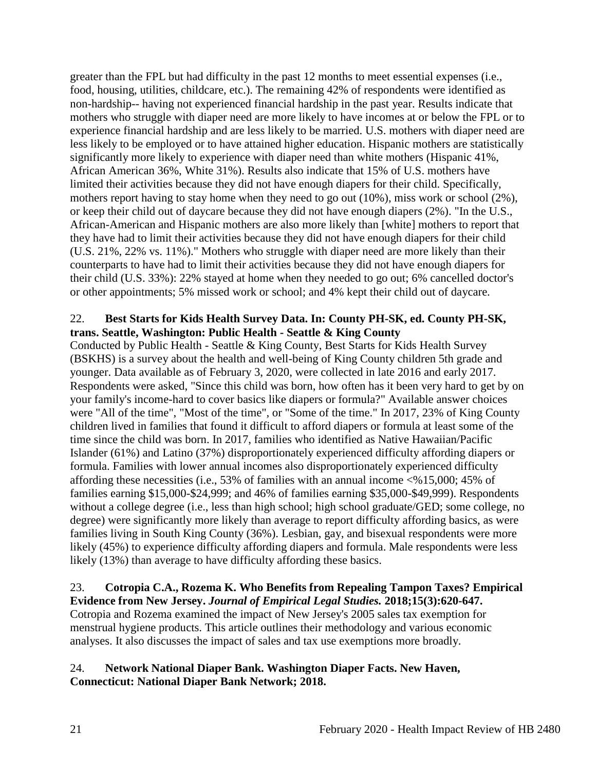greater than the FPL but had difficulty in the past 12 months to meet essential expenses (i.e., food, housing, utilities, childcare, etc.). The remaining 42% of respondents were identified as non-hardship-- having not experienced financial hardship in the past year. Results indicate that mothers who struggle with diaper need are more likely to have incomes at or below the FPL or to experience financial hardship and are less likely to be married. U.S. mothers with diaper need are less likely to be employed or to have attained higher education. Hispanic mothers are statistically significantly more likely to experience with diaper need than white mothers (Hispanic 41%, African American 36%, White 31%). Results also indicate that 15% of U.S. mothers have limited their activities because they did not have enough diapers for their child. Specifically, mothers report having to stay home when they need to go out (10%), miss work or school (2%), or keep their child out of daycare because they did not have enough diapers (2%). "In the U.S., African-American and Hispanic mothers are also more likely than [white] mothers to report that they have had to limit their activities because they did not have enough diapers for their child (U.S. 21%, 22% vs. 11%)." Mothers who struggle with diaper need are more likely than their counterparts to have had to limit their activities because they did not have enough diapers for their child (U.S. 33%): 22% stayed at home when they needed to go out; 6% cancelled doctor's or other appointments; 5% missed work or school; and 4% kept their child out of daycare.

22. **Best Starts for Kids Health Survey Data. In: County PH-SK, ed. County PH-SK, trans. Seattle, Washington: Public Health - Seattle & King County**

Conducted by Public Health - Seattle & King County, Best Starts for Kids Health Survey (BSKHS) is a survey about the health and well-being of King County children 5th grade and younger. Data available as of February 3, 2020, were collected in late 2016 and early 2017. Respondents were asked, "Since this child was born, how often has it been very hard to get by on your family's income-hard to cover basics like diapers or formula?" Available answer choices were "All of the time", "Most of the time", or "Some of the time." In 2017, 23% of King County children lived in families that found it difficult to afford diapers or formula at least some of the time since the child was born. In 2017, families who identified as Native Hawaiian/Pacific Islander (61%) and Latino (37%) disproportionately experienced difficulty affording diapers or formula. Families with lower annual incomes also disproportionately experienced difficulty affording these necessities (i.e., 53% of families with an annual income <%15,000; 45% of families earning $15,000-$24,999; and 46% of families earning $35,000-$49,999). Respondents without a college degree (i.e., less than high school; high school graduate/GED; some college, no degree) were significantly more likely than average to report difficulty affording basics, as were families living in South King County (36%). Lesbian, gay, and bisexual respondents were more likely (45%) to experience difficulty affording diapers and formula. Male respondents were less likely (13%) than average to have difficulty affording these basics.

23. **Cotropia C.A., Rozema K. Who Benefits from Repealing Tampon Taxes? Empirical Evidence from New Jersey. *Journal of Empirical Legal Studies.* 2018;15(3):620-647.**

Cotropia and Rozema examined the impact of New Jersey's 2005 sales tax exemption for menstrual hygiene products. This article outlines their methodology and various economic analyses. It also discusses the impact of sales and tax use exemptions more broadly.

24. **Network National Diaper Bank. Washington Diaper Facts. New Haven, Connecticut: National Diaper Bank Network; 2018.**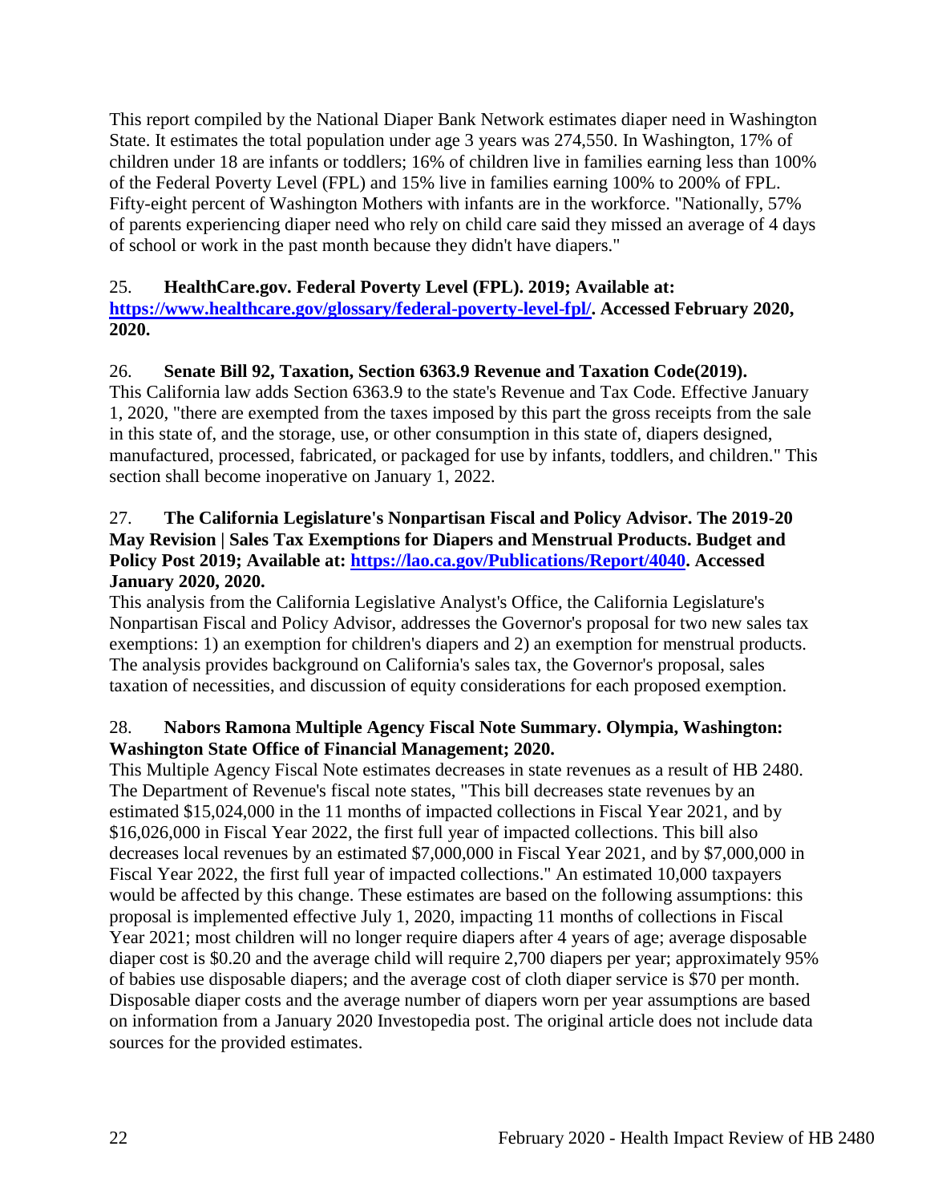This report compiled by the National Diaper Bank Network estimates diaper need in Washington State. It estimates the total population under age 3 years was 274,550. In Washington, 17% of children under 18 are infants or toddlers; 16% of children live in families earning less than 100% of the Federal Poverty Level (FPL) and 15% live in families earning 100% to 200% of FPL. Fifty-eight percent of Washington Mothers with infants are in the workforce. "Nationally, 57% of parents experiencing diaper need who rely on child care said they missed an average of 4 days of school or work in the past month because they didn't have diapers."

25. **HealthCare.gov. Federal Poverty Level (FPL). 2019; Available at: [https://www.healthcare.gov/glossary/federal-poverty-level-fpl/](https://www.healthcare.gov/glossary/federal-poverty-level-fpl/). Accessed February 2020, 2020.**

26. **Senate Bill 92, Taxation, Section 6363.9 Revenue and Taxation Code(2019).**
This California law adds Section 6363.9 to the state's Revenue and Tax Code. Effective January 1, 2020, "there are exempted from the taxes imposed by this part the gross receipts from the sale in this state of, and the storage, use, or other consumption in this state of, diapers designed, manufactured, processed, fabricated, or packaged for use by infants, toddlers, and children." This section shall become inoperative on January 1, 2022.

27. **The California Legislature's Nonpartisan Fiscal and Policy Advisor. The 2019-20 May Revision | Sales Tax Exemptions for Diapers and Menstrual Products. Budget and Policy Post 2019; Available at: [https://lao.ca.gov/Publications/Report/4040](https://lao.ca.gov/Publications/Report/4040). Accessed January 2020, 2020.**
This analysis from the California Legislative Analyst's Office, the California Legislature's Nonpartisan Fiscal and Policy Advisor, addresses the Governor's proposal for two new sales tax exemptions: 1) an exemption for children's diapers and 2) an exemption for menstrual products. The analysis provides background on California's sales tax, the Governor's proposal, sales taxation of necessities, and discussion of equity considerations for each proposed exemption.

28. **Nabors Ramona Multiple Agency Fiscal Note Summary. Olympia, Washington: Washington State Office of Financial Management; 2020.**
This Multiple Agency Fiscal Note estimates decreases in state revenues as a result of HB 2480. The Department of Revenue's fiscal note states, "This bill decreases state revenues by an estimated $15,024,000 in the 11 months of impacted collections in Fiscal Year 2021, and by $16,026,000 in Fiscal Year 2022, the first full year of impacted collections. This bill also decreases local revenues by an estimated $7,000,000 in Fiscal Year 2021, and by $7,000,000 in Fiscal Year 2022, the first full year of impacted collections." An estimated 10,000 taxpayers would be affected by this change. These estimates are based on the following assumptions: this proposal is implemented effective July 1, 2020, impacting 11 months of collections in Fiscal Year 2021; most children will no longer require diapers after 4 years of age; average disposable diaper cost is $0.20 and the average child will require 2,700 diapers per year; approximately 95% of babies use disposable diapers; and the average cost of cloth diaper service is $70 per month. Disposable diaper costs and the average number of diapers worn per year assumptions are based on information from a January 2020 Investopedia post. The original article does not include data sources for the provided estimates.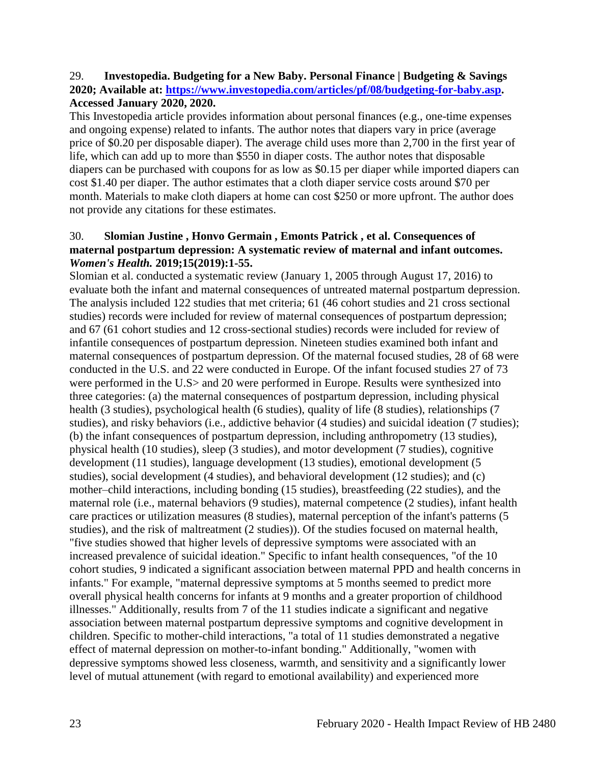29. **Investopedia. Budgeting for a New Baby. Personal Finance | Budgeting & Savings 2020; Available at: [https://www.investopedia.com/articles/pf/08/budgeting-for-baby.asp](https://www.investopedia.com/articles/pf/08/budgeting-for-baby.asp). Accessed January 2020, 2020.**

This Investopedia article provides information about personal finances (e.g., one-time expenses and ongoing expense) related to infants. The author notes that diapers vary in price (average price of $0.20 per disposable diaper). The average child uses more than 2,700 in the first year of life, which can add up to more than $550 in diaper costs. The author notes that disposable diapers can be purchased with coupons for as low as $0.15 per diaper while imported diapers can cost $1.40 per diaper. The author estimates that a cloth diaper service costs around $70 per month. Materials to make cloth diapers at home can cost $250 or more upfront. The author does not provide any citations for these estimates.

30. **Slomian Justine , Honvo Germain , Emonts Patrick , et al. Consequences of maternal postpartum depression: A systematic review of maternal and infant outcomes. *Women's Health.* 2019;15(2019):1-55.**

Slomian et al. conducted a systematic review (January 1, 2005 through August 17, 2016) to evaluate both the infant and maternal consequences of untreated maternal postpartum depression. The analysis included 122 studies that met criteria; 61 (46 cohort studies and 21 cross sectional studies) records were included for review of maternal consequences of postpartum depression; and 67 (61 cohort studies and 12 cross-sectional studies) records were included for review of infantile consequences of postpartum depression. Nineteen studies examined both infant and maternal consequences of postpartum depression. Of the maternal focused studies, 28 of 68 were conducted in the U.S. and 22 were conducted in Europe. Of the infant focused studies 27 of 73 were performed in the U.S> and 20 were performed in Europe. Results were synthesized into three categories: (a) the maternal consequences of postpartum depression, including physical health (3 studies), psychological health (6 studies), quality of life (8 studies), relationships (7 studies), and risky behaviors (i.e., addictive behavior (4 studies) and suicidal ideation (7 studies); (b) the infant consequences of postpartum depression, including anthropometry (13 studies), physical health (10 studies), sleep (3 studies), and motor development (7 studies), cognitive development (11 studies), language development (13 studies), emotional development (5 studies), social development (4 studies), and behavioral development (12 studies); and (c) mother–child interactions, including bonding (15 studies), breastfeeding (22 studies), and the maternal role (i.e., maternal behaviors (9 studies), maternal competence (2 studies), infant health care practices or utilization measures (8 studies), maternal perception of the infant's patterns (5 studies), and the risk of maltreatment (2 studies)). Of the studies focused on maternal health, "five studies showed that higher levels of depressive symptoms were associated with an increased prevalence of suicidal ideation." Specific to infant health consequences, "of the 10 cohort studies, 9 indicated a significant association between maternal PPD and health concerns in infants." For example, "maternal depressive symptoms at 5 months seemed to predict more overall physical health concerns for infants at 9 months and a greater proportion of childhood illnesses." Additionally, results from 7 of the 11 studies indicate a significant and negative association between maternal postpartum depressive symptoms and cognitive development in children. Specific to mother-child interactions, "a total of 11 studies demonstrated a negative effect of maternal depression on mother-to-infant bonding." Additionally, "women with depressive symptoms showed less closeness, warmth, and sensitivity and a significantly lower level of mutual attunement (with regard to emotional availability) and experienced more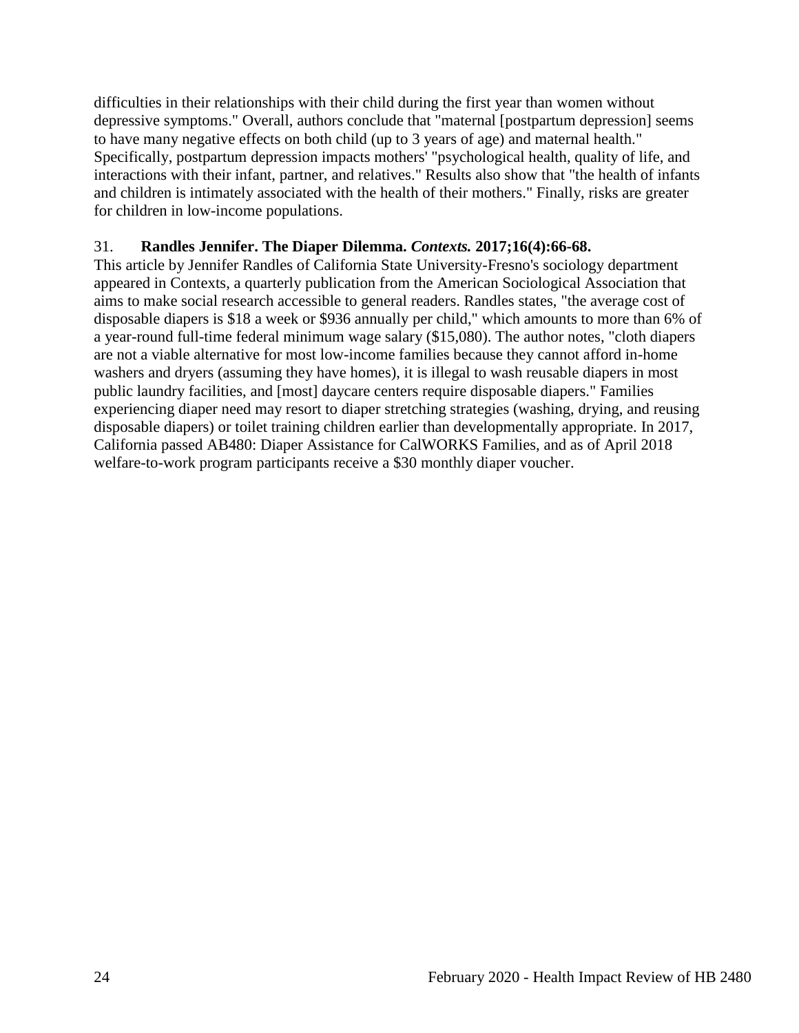difficulties in their relationships with their child during the first year than women without depressive symptoms." Overall, authors conclude that "maternal [postpartum depression] seems to have many negative effects on both child (up to 3 years of age) and maternal health." Specifically, postpartum depression impacts mothers' "psychological health, quality of life, and interactions with their infant, partner, and relatives." Results also show that "the health of infants and children is intimately associated with the health of their mothers." Finally, risks are greater for children in low-income populations.

31. **Randles Jennifer. The Diaper Dilemma. *Contexts.* 2017;16(4):66-68.**
This article by Jennifer Randles of California State University-Fresno's sociology department appeared in Contexts, a quarterly publication from the American Sociological Association that aims to make social research accessible to general readers. Randles states, "the average cost of disposable diapers is $18 a week or $936 annually per child," which amounts to more than 6% of a year-round full-time federal minimum wage salary ($15,080). The author notes, "cloth diapers are not a viable alternative for most low-income families because they cannot afford in-home washers and dryers (assuming they have homes), it is illegal to wash reusable diapers in most public laundry facilities, and [most] daycare centers require disposable diapers." Families experiencing diaper need may resort to diaper stretching strategies (washing, drying, and reusing disposable diapers) or toilet training children earlier than developmentally appropriate. In 2017, California passed AB480: Diaper Assistance for CalWORKS Families, and as of April 2018 welfare-to-work program participants receive a $30 monthly diaper voucher.